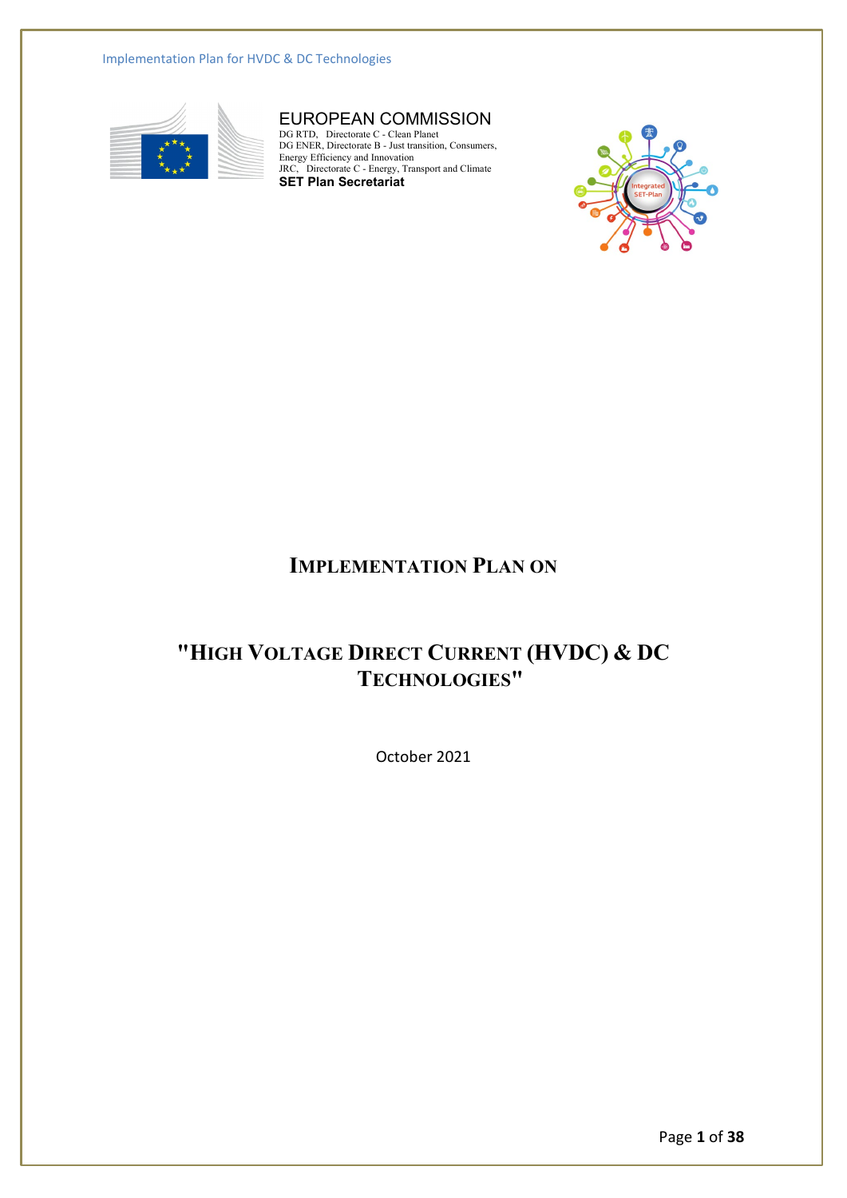EUROPEAN COMMISSION
DG RTD, Directorate C - Clean Planet
DG ENER, Directorate B - Just transition, Consumers, Energy Efficiency and Innovation
JRC, Directorate C - Energy, Transport and Climate
**SET Plan Secretariat**

# IMPLEMENTATION PLAN ON

# "HIGH VOLTAGE DIRECT CURRENT (HVDC) & DC TECHNOLOGIES"

October 2021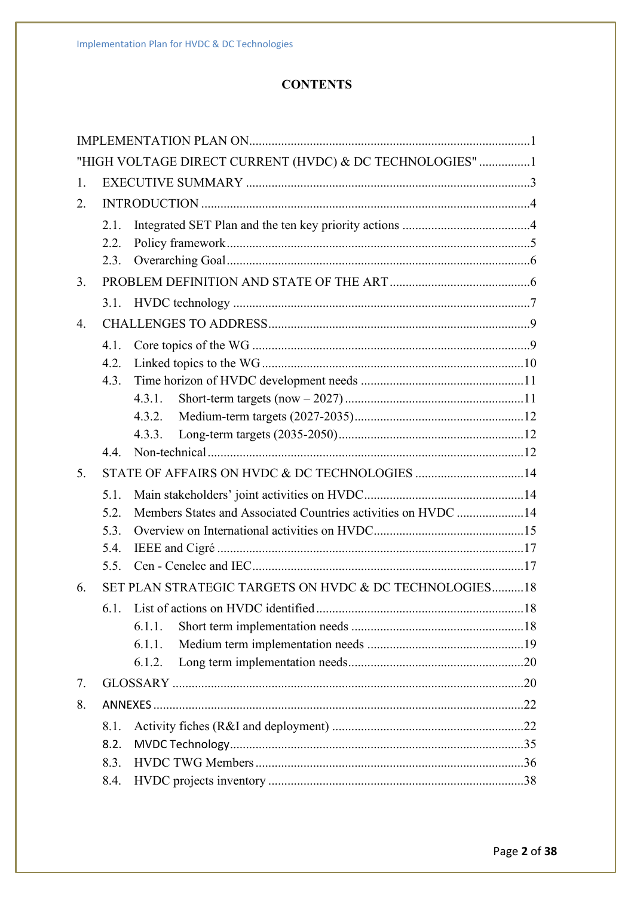**CONTENTS**

IMPLEMENTATION PLAN ON....................................................................................1

"HIGH VOLTAGE DIRECT CURRENT (HVDC) & DC TECHNOLOGIES" ................1

1. EXECUTIVE SUMMARY ........................................................................................3

2. INTRODUCTION .......................................................................................................4

   2.1. Integrated SET Plan and the ten key priority actions ........................................4

   2.2. Policy framework ..............................................................................................5

   2.3. Overarching Goal ..............................................................................................6

3. PROBLEM DEFINITION AND STATE OF THE ART ............................................6

   3.1. HVDC technology .............................................................................................7

4. CHALLENGES TO ADDRESS ..................................................................................9

   4.1. Core topics of the WG .......................................................................................9

   4.2. Linked topics to the WG ..................................................................................10

   4.3. Time horizon of HVDC development needs ....................................................11

      4.3.1. Short-term targets (now – 2027) .........................................................11

      4.3.2. Medium-term targets (2027-2035) .......................................................12

      4.3.3. Long-term targets (2035-2050) ............................................................12

   4.4. Non-technical ...................................................................................................12

5. STATE OF AFFAIRS ON HVDC & DC TECHNOLOGIES ..................................14

   5.1. Main stakeholders' joint activities on HVDC ..................................................14

   5.2. Members States and Associated Countries activities on HVDC .....................14

   5.3. Overview on International activities on HVDC ...............................................15

   5.4. IEEE and Cigré ................................................................................................17

   5.5. Cen - Cenelec and IEC .....................................................................................17

6. SET PLAN STRATEGIC TARGETS ON HVDC & DC TECHNOLOGIES..........18

   6.1. List of actions on HVDC identified .................................................................18

      6.1.1. Short term implementation needs .......................................................18

      6.1.1. Medium term implementation needs ..................................................19

      6.1.2. Long term implementation needs .......................................................20

7. GLOSSARY .............................................................................................................20

8. ANNEXES .................................................................................................................22

   8.1. Activity fiches (R&I and deployment) ............................................................22

   8.2. MVDC Technology ..........................................................................................35

   8.3. HVDC TWG Members ....................................................................................36

   8.4. HVDC projects inventory ................................................................................38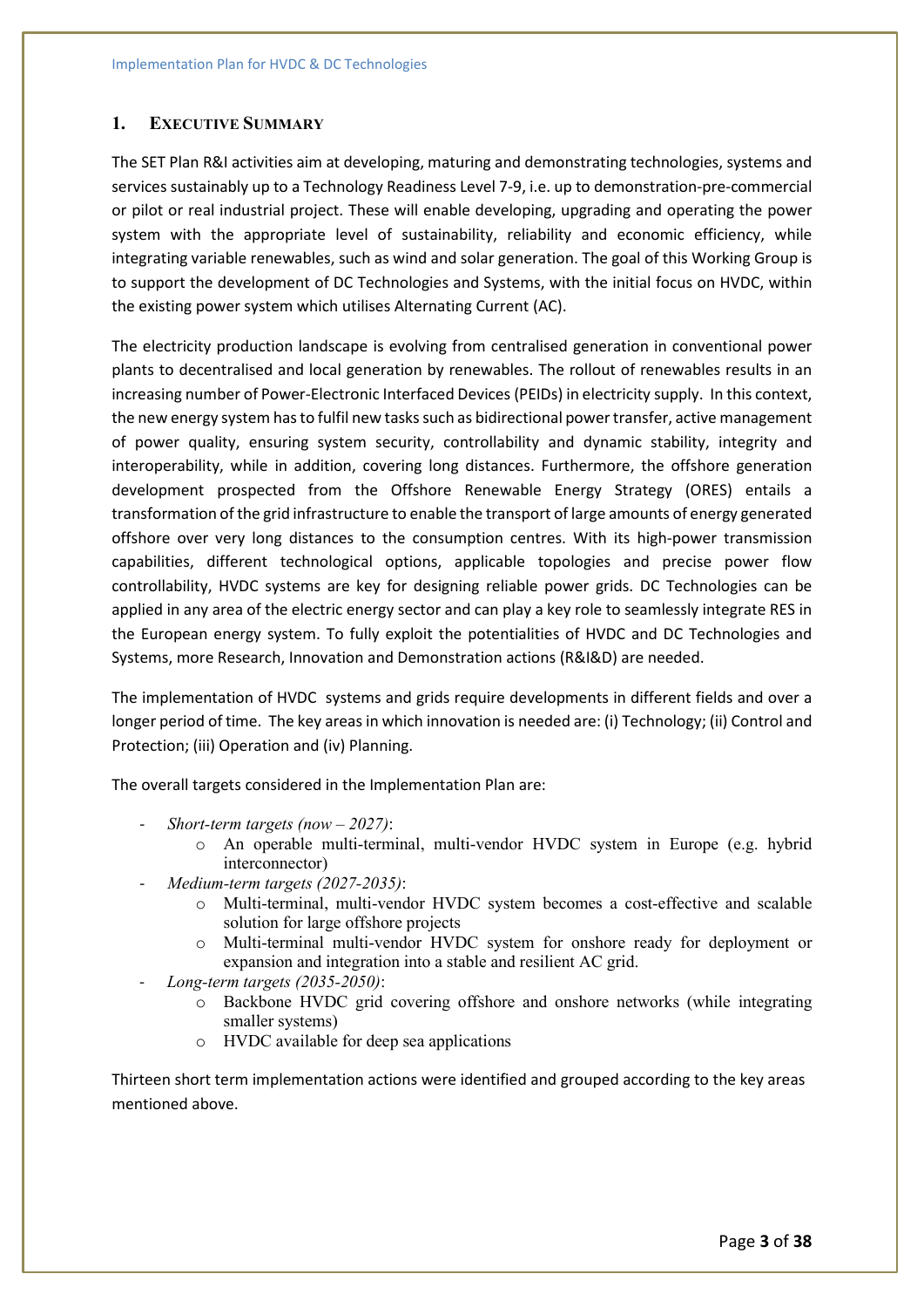## 1. Executive Summary

The SET Plan R&I activities aim at developing, maturing and demonstrating technologies, systems and services sustainably up to a Technology Readiness Level 7-9, i.e. up to demonstration-pre-commercial or pilot or real industrial project. These will enable developing, upgrading and operating the power system with the appropriate level of sustainability, reliability and economic efficiency, while integrating variable renewables, such as wind and solar generation. The goal of this Working Group is to support the development of DC Technologies and Systems, with the initial focus on HVDC, within the existing power system which utilises Alternating Current (AC).

The electricity production landscape is evolving from centralised generation in conventional power plants to decentralised and local generation by renewables. The rollout of renewables results in an increasing number of Power-Electronic Interfaced Devices (PEIDs) in electricity supply. In this context, the new energy system has to fulfil new tasks such as bidirectional power transfer, active management of power quality, ensuring system security, controllability and dynamic stability, integrity and interoperability, while in addition, covering long distances. Furthermore, the offshore generation development prospected from the Offshore Renewable Energy Strategy (ORES) entails a transformation of the grid infrastructure to enable the transport of large amounts of energy generated offshore over very long distances to the consumption centres. With its high-power transmission capabilities, different technological options, applicable topologies and precise power flow controllability, HVDC systems are key for designing reliable power grids. DC Technologies can be applied in any area of the electric energy sector and can play a key role to seamlessly integrate RES in the European energy system. To fully exploit the potentialities of HVDC and DC Technologies and Systems, more Research, Innovation and Demonstration actions (R&I&D) are needed.

The implementation of HVDC systems and grids require developments in different fields and over a longer period of time. The key areas in which innovation is needed are: (i) Technology; (ii) Control and Protection; (iii) Operation and (iv) Planning.

The overall targets considered in the Implementation Plan are:

- *Short-term targets (now – 2027)*:
  - An operable multi-terminal, multi-vendor HVDC system in Europe (e.g. hybrid interconnector)
- *Medium-term targets (2027-2035)*:
  - Multi-terminal, multi-vendor HVDC system becomes a cost-effective and scalable solution for large offshore projects
  - Multi-terminal multi-vendor HVDC system for onshore ready for deployment or expansion and integration into a stable and resilient AC grid.
- *Long-term targets (2035-2050)*:
  - Backbone HVDC grid covering offshore and onshore networks (while integrating smaller systems)
  - HVDC available for deep sea applications

Thirteen short term implementation actions were identified and grouped according to the key areas mentioned above.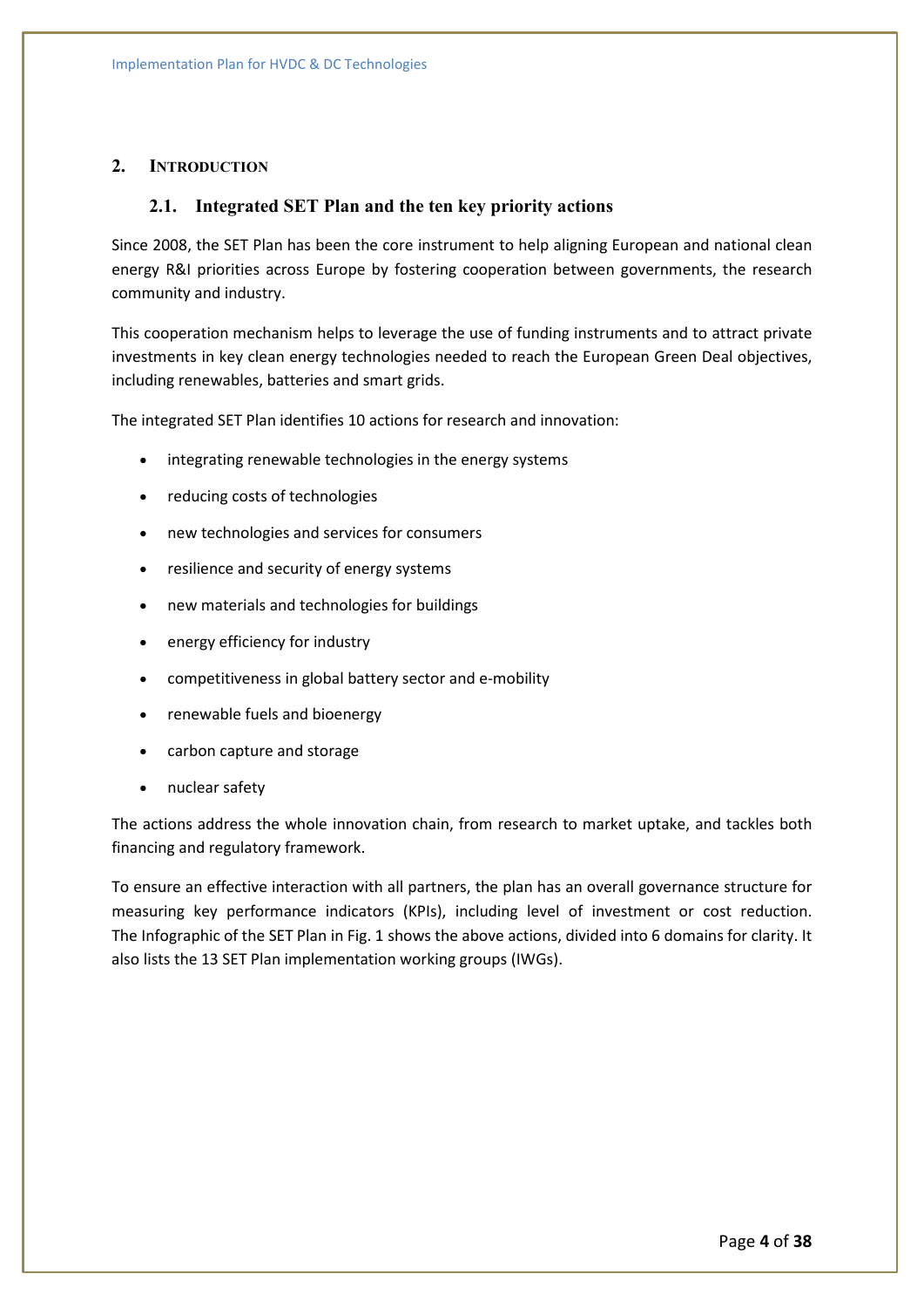## 2. Introduction

### 2.1. Integrated SET Plan and the ten key priority actions

Since 2008, the SET Plan has been the core instrument to help aligning European and national clean energy R&I priorities across Europe by fostering cooperation between governments, the research community and industry.

This cooperation mechanism helps to leverage the use of funding instruments and to attract private investments in key clean energy technologies needed to reach the European Green Deal objectives, including renewables, batteries and smart grids.

The integrated SET Plan identifies 10 actions for research and innovation:

- integrating renewable technologies in the energy systems
- reducing costs of technologies
- new technologies and services for consumers
- resilience and security of energy systems
- new materials and technologies for buildings
- energy efficiency for industry
- competitiveness in global battery sector and e-mobility
- renewable fuels and bioenergy
- carbon capture and storage
- nuclear safety

The actions address the whole innovation chain, from research to market uptake, and tackles both financing and regulatory framework.

To ensure an effective interaction with all partners, the plan has an overall governance structure for measuring key performance indicators (KPIs), including level of investment or cost reduction. The Infographic of the SET Plan in Fig. 1 shows the above actions, divided into 6 domains for clarity. It also lists the 13 SET Plan implementation working groups (IWGs).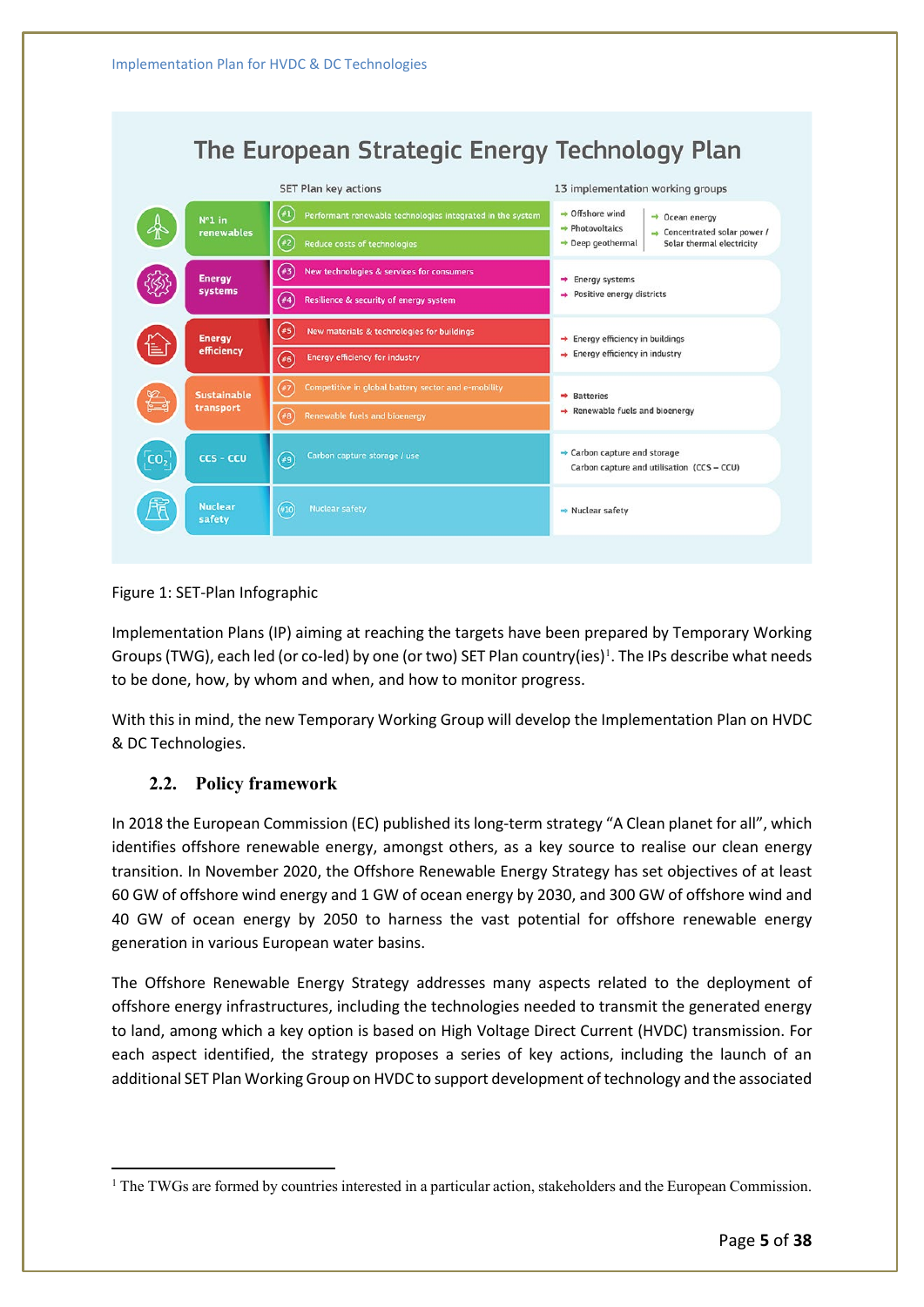**The European Strategic Energy Technology Plan**

| | SET Plan key actions | 13 implementation working groups |
|---|---|---|
| N°1 in renewables | #1 Performant renewable technologies integrated in the system<br>#2 Reduce costs of technologies | Offshore wind<br>Photovoltaics<br>Deep geothermal<br>Ocean energy<br>Concentrated solar power / Solar thermal electricity |
| Energy systems | #3 New technologies & services for consumers<br>#4 Resilience & security of energy system | Energy systems<br>Positive energy districts |
| Energy efficiency | #5 New materials & technologies for buildings<br>#6 Energy efficiency for industry | Energy efficiency in buildings<br>Energy efficiency in industry |
| Sustainable transport | #7 Competitive in global battery sector and e-mobility<br>#8 Renewable fuels and bioenergy | Batteries<br>Renewable fuels and bioenergy |
| CCS - CCU | #9 Carbon capture storage / use | Carbon capture and storage<br>Carbon capture and utilisation (CCS – CCU) |
| Nuclear safety | #10 Nuclear safety | Nuclear safety |

Figure 1: SET-Plan Infographic

Implementation Plans (IP) aiming at reaching the targets have been prepared by Temporary Working Groups (TWG), each led (or co-led) by one (or two) SET Plan country(ies)[1]. The IPs describe what needs to be done, how, by whom and when, and how to monitor progress.

With this in mind, the new Temporary Working Group will develop the Implementation Plan on HVDC & DC Technologies.

## 2.2. Policy framework

In 2018 the European Commission (EC) published its long-term strategy "A Clean planet for all", which identifies offshore renewable energy, amongst others, as a key source to realise our clean energy transition. In November 2020, the Offshore Renewable Energy Strategy has set objectives of at least 60 GW of offshore wind energy and 1 GW of ocean energy by 2030, and 300 GW of offshore wind and 40 GW of ocean energy by 2050 to harness the vast potential for offshore renewable energy generation in various European water basins.

The Offshore Renewable Energy Strategy addresses many aspects related to the deployment of offshore energy infrastructures, including the technologies needed to transmit the generated energy to land, among which a key option is based on High Voltage Direct Current (HVDC) transmission. For each aspect identified, the strategy proposes a series of key actions, including the launch of an additional SET Plan Working Group on HVDC to support development of technology and the associated

---

[1] The TWGs are formed by countries interested in a particular action, stakeholders and the European Commission.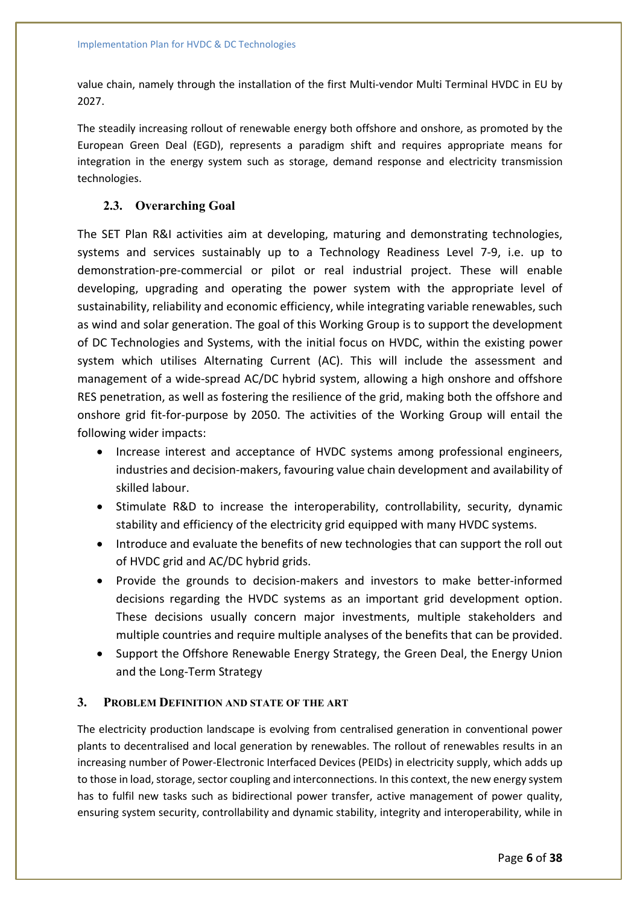value chain, namely through the installation of the first Multi-vendor Multi Terminal HVDC in EU by 2027.

The steadily increasing rollout of renewable energy both offshore and onshore, as promoted by the European Green Deal (EGD), represents a paradigm shift and requires appropriate means for integration in the energy system such as storage, demand response and electricity transmission technologies.

### 2.3. Overarching Goal

The SET Plan R&I activities aim at developing, maturing and demonstrating technologies, systems and services sustainably up to a Technology Readiness Level 7-9, i.e. up to demonstration-pre-commercial or pilot or real industrial project. These will enable developing, upgrading and operating the power system with the appropriate level of sustainability, reliability and economic efficiency, while integrating variable renewables, such as wind and solar generation. The goal of this Working Group is to support the development of DC Technologies and Systems, with the initial focus on HVDC, within the existing power system which utilises Alternating Current (AC). This will include the assessment and management of a wide-spread AC/DC hybrid system, allowing a high onshore and offshore RES penetration, as well as fostering the resilience of the grid, making both the offshore and onshore grid fit-for-purpose by 2050. The activities of the Working Group will entail the following wider impacts:

- Increase interest and acceptance of HVDC systems among professional engineers, industries and decision-makers, favouring value chain development and availability of skilled labour.
- Stimulate R&D to increase the interoperability, controllability, security, dynamic stability and efficiency of the electricity grid equipped with many HVDC systems.
- Introduce and evaluate the benefits of new technologies that can support the roll out of HVDC grid and AC/DC hybrid grids.
- Provide the grounds to decision-makers and investors to make better-informed decisions regarding the HVDC systems as an important grid development option. These decisions usually concern major investments, multiple stakeholders and multiple countries and require multiple analyses of the benefits that can be provided.
- Support the Offshore Renewable Energy Strategy, the Green Deal, the Energy Union and the Long-Term Strategy

## 3. Problem Definition and State of the Art

The electricity production landscape is evolving from centralised generation in conventional power plants to decentralised and local generation by renewables. The rollout of renewables results in an increasing number of Power-Electronic Interfaced Devices (PEIDs) in electricity supply, which adds up to those in load, storage, sector coupling and interconnections. In this context, the new energy system has to fulfil new tasks such as bidirectional power transfer, active management of power quality, ensuring system security, controllability and dynamic stability, integrity and interoperability, while in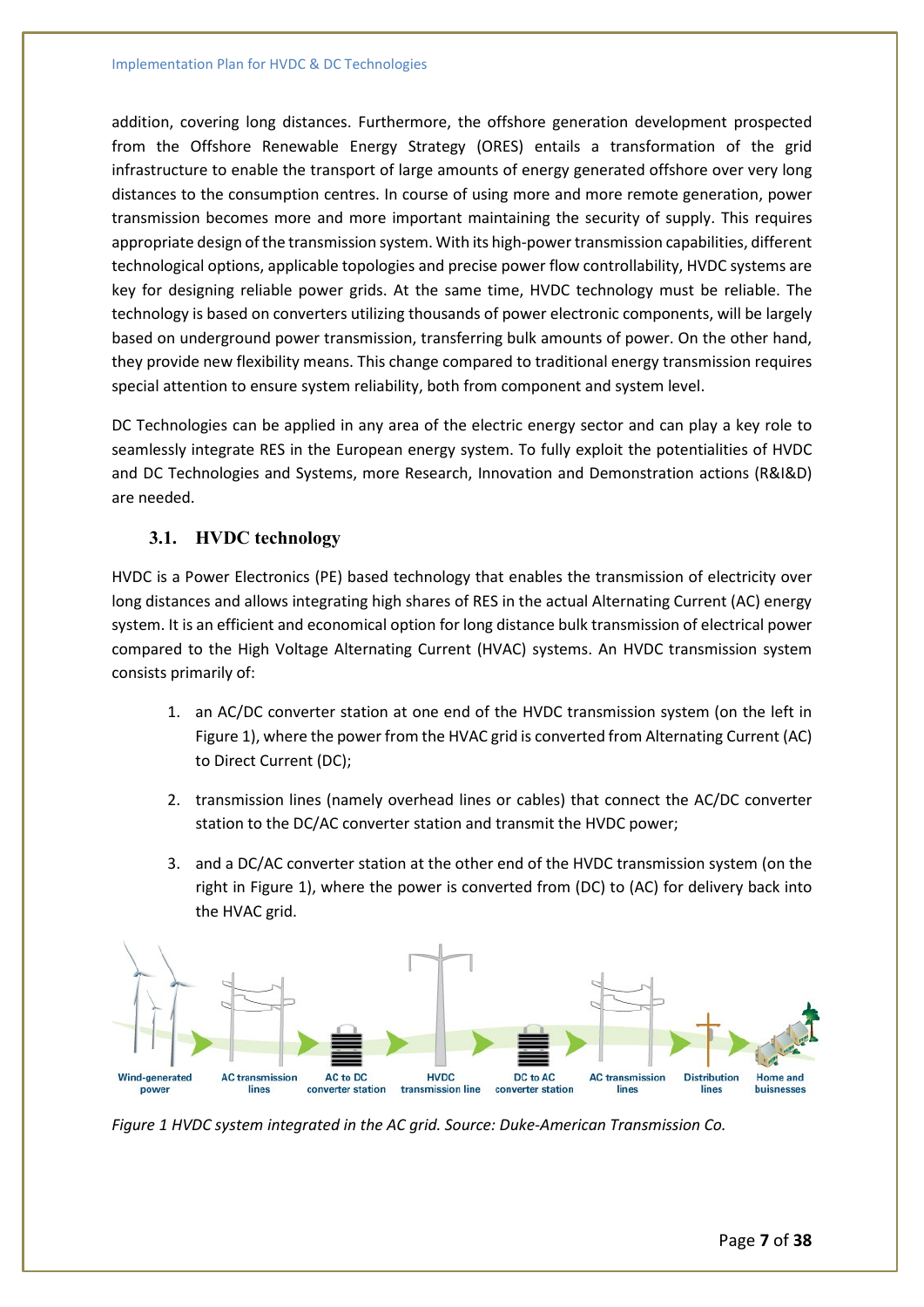addition, covering long distances. Furthermore, the offshore generation development prospected from the Offshore Renewable Energy Strategy (ORES) entails a transformation of the grid infrastructure to enable the transport of large amounts of energy generated offshore over very long distances to the consumption centres. In course of using more and more remote generation, power transmission becomes more and more important maintaining the security of supply. This requires appropriate design of the transmission system. With its high-power transmission capabilities, different technological options, applicable topologies and precise power flow controllability, HVDC systems are key for designing reliable power grids. At the same time, HVDC technology must be reliable. The technology is based on converters utilizing thousands of power electronic components, will be largely based on underground power transmission, transferring bulk amounts of power. On the other hand, they provide new flexibility means. This change compared to traditional energy transmission requires special attention to ensure system reliability, both from component and system level.

DC Technologies can be applied in any area of the electric energy sector and can play a key role to seamlessly integrate RES in the European energy system. To fully exploit the potentialities of HVDC and DC Technologies and Systems, more Research, Innovation and Demonstration actions (R&I&D) are needed.

## 3.1. HVDC technology

HVDC is a Power Electronics (PE) based technology that enables the transmission of electricity over long distances and allows integrating high shares of RES in the actual Alternating Current (AC) energy system. It is an efficient and economical option for long distance bulk transmission of electrical power compared to the High Voltage Alternating Current (HVAC) systems. An HVDC transmission system consists primarily of:

1. an AC/DC converter station at one end of the HVDC transmission system (on the left in Figure 1), where the power from the HVAC grid is converted from Alternating Current (AC) to Direct Current (DC);
2. transmission lines (namely overhead lines or cables) that connect the AC/DC converter station to the DC/AC converter station and transmit the HVDC power;
3. and a DC/AC converter station at the other end of the HVDC transmission system (on the right in Figure 1), where the power is converted from (DC) to (AC) for delivery back into the HVAC grid.

Wind-generated power | AC transmission lines | AC to DC converter station | HVDC transmission line | DC to AC converter station | AC transmission lines | Distribution lines | Home and buisnesses

*Figure 1 HVDC system integrated in the AC grid. Source: Duke-American Transmission Co.*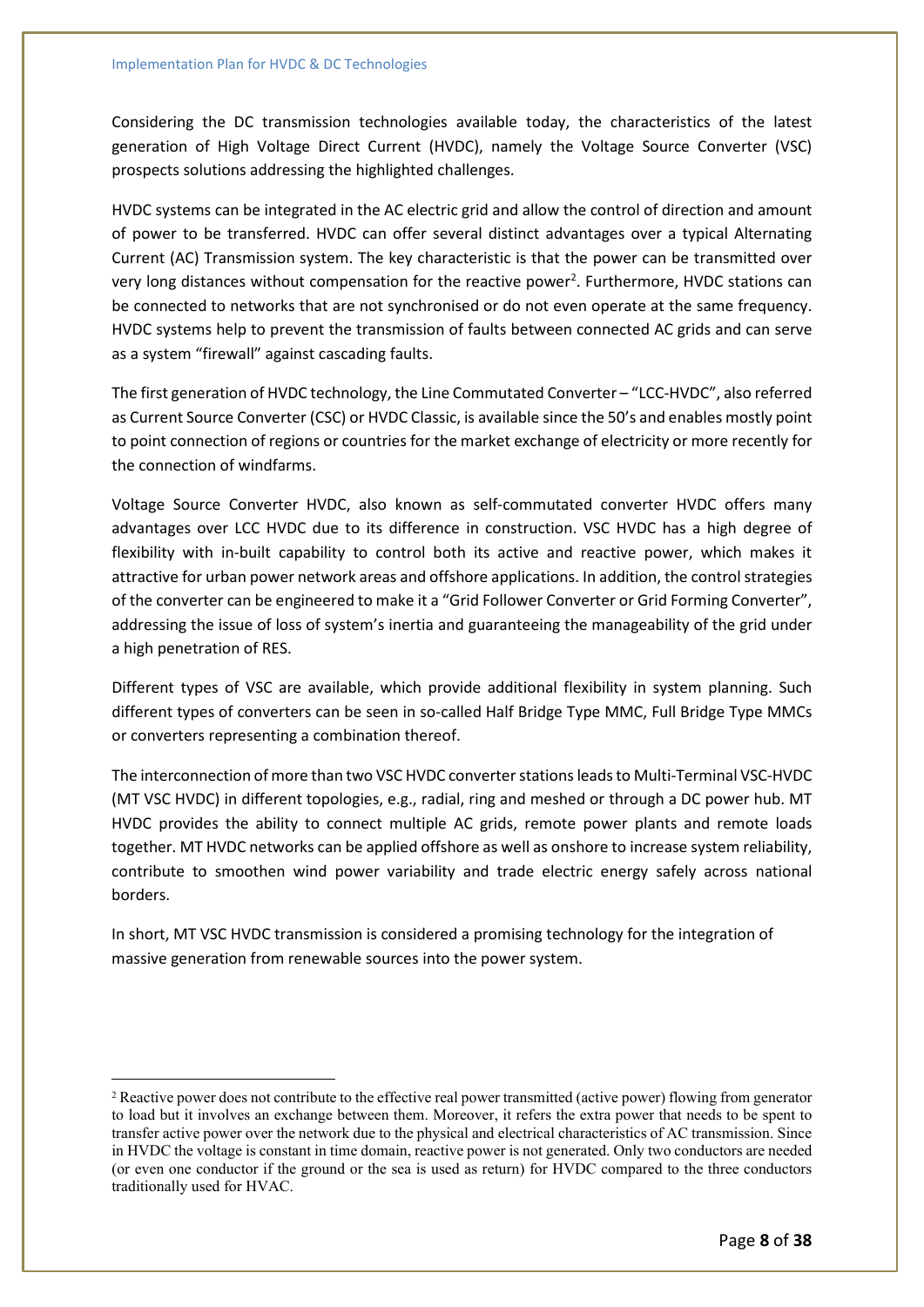Considering the DC transmission technologies available today, the characteristics of the latest generation of High Voltage Direct Current (HVDC), namely the Voltage Source Converter (VSC) prospects solutions addressing the highlighted challenges.

HVDC systems can be integrated in the AC electric grid and allow the control of direction and amount of power to be transferred. HVDC can offer several distinct advantages over a typical Alternating Current (AC) Transmission system. The key characteristic is that the power can be transmitted over very long distances without compensation for the reactive power[2]. Furthermore, HVDC stations can be connected to networks that are not synchronised or do not even operate at the same frequency. HVDC systems help to prevent the transmission of faults between connected AC grids and can serve as a system "firewall" against cascading faults.

The first generation of HVDC technology, the Line Commutated Converter – "LCC-HVDC", also referred as Current Source Converter (CSC) or HVDC Classic, is available since the 50's and enables mostly point to point connection of regions or countries for the market exchange of electricity or more recently for the connection of windfarms.

Voltage Source Converter HVDC, also known as self-commutated converter HVDC offers many advantages over LCC HVDC due to its difference in construction. VSC HVDC has a high degree of flexibility with in-built capability to control both its active and reactive power, which makes it attractive for urban power network areas and offshore applications. In addition, the control strategies of the converter can be engineered to make it a "Grid Follower Converter or Grid Forming Converter", addressing the issue of loss of system's inertia and guaranteeing the manageability of the grid under a high penetration of RES.

Different types of VSC are available, which provide additional flexibility in system planning. Such different types of converters can be seen in so-called Half Bridge Type MMC, Full Bridge Type MMCs or converters representing a combination thereof.

The interconnection of more than two VSC HVDC converter stations leads to Multi-Terminal VSC-HVDC (MT VSC HVDC) in different topologies, e.g., radial, ring and meshed or through a DC power hub. MT HVDC provides the ability to connect multiple AC grids, remote power plants and remote loads together. MT HVDC networks can be applied offshore as well as onshore to increase system reliability, contribute to smoothen wind power variability and trade electric energy safely across national borders.

In short, MT VSC HVDC transmission is considered a promising technology for the integration of massive generation from renewable sources into the power system.

---

[2] Reactive power does not contribute to the effective real power transmitted (active power) flowing from generator to load but it involves an exchange between them. Moreover, it refers the extra power that needs to be spent to transfer active power over the network due to the physical and electrical characteristics of AC transmission. Since in HVDC the voltage is constant in time domain, reactive power is not generated. Only two conductors are needed (or even one conductor if the ground or the sea is used as return) for HVDC compared to the three conductors traditionally used for HVAC.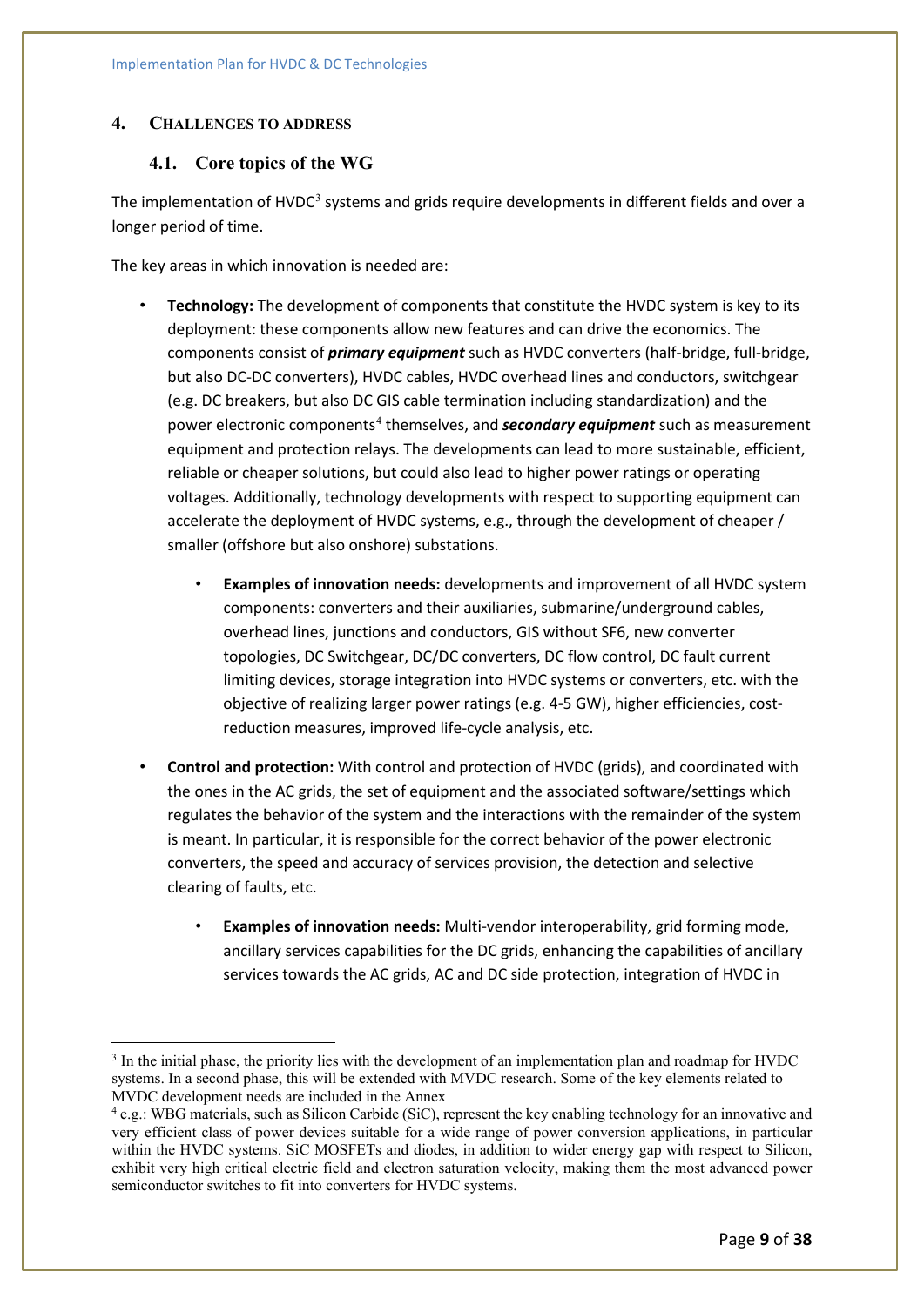## 4. Challenges to address

### 4.1. Core topics of the WG

The implementation of HVDC[3] systems and grids require developments in different fields and over a longer period of time.

The key areas in which innovation is needed are:

- **Technology:** The development of components that constitute the HVDC system is key to its deployment: these components allow new features and can drive the economics. The components consist of ***primary equipment*** such as HVDC converters (half-bridge, full-bridge, but also DC-DC converters), HVDC cables, HVDC overhead lines and conductors, switchgear (e.g. DC breakers, but also DC GIS cable termination including standardization) and the power electronic components[4] themselves, and ***secondary equipment*** such as measurement equipment and protection relays. The developments can lead to more sustainable, efficient, reliable or cheaper solutions, but could also lead to higher power ratings or operating voltages. Additionally, technology developments with respect to supporting equipment can accelerate the deployment of HVDC systems, e.g., through the development of cheaper / smaller (offshore but also onshore) substations.
  - **Examples of innovation needs:** developments and improvement of all HVDC system components: converters and their auxiliaries, submarine/underground cables, overhead lines, junctions and conductors, GIS without SF6, new converter topologies, DC Switchgear, DC/DC converters, DC flow control, DC fault current limiting devices, storage integration into HVDC systems or converters, etc. with the objective of realizing larger power ratings (e.g. 4-5 GW), higher efficiencies, cost-reduction measures, improved life-cycle analysis, etc.
- **Control and protection:** With control and protection of HVDC (grids), and coordinated with the ones in the AC grids, the set of equipment and the associated software/settings which regulates the behavior of the system and the interactions with the remainder of the system is meant. In particular, it is responsible for the correct behavior of the power electronic converters, the speed and accuracy of services provision, the detection and selective clearing of faults, etc.
  - **Examples of innovation needs:** Multi-vendor interoperability, grid forming mode, ancillary services capabilities for the DC grids, enhancing the capabilities of ancillary services towards the AC grids, AC and DC side protection, integration of HVDC in

---

[3] In the initial phase, the priority lies with the development of an implementation plan and roadmap for HVDC systems. In a second phase, this will be extended with MVDC research. Some of the key elements related to MVDC development needs are included in the Annex

[4] e.g.: WBG materials, such as Silicon Carbide (SiC), represent the key enabling technology for an innovative and very efficient class of power devices suitable for a wide range of power conversion applications, in particular within the HVDC systems. SiC MOSFETs and diodes, in addition to wider energy gap with respect to Silicon, exhibit very high critical electric field and electron saturation velocity, making them the most advanced power semiconductor switches to fit into converters for HVDC systems.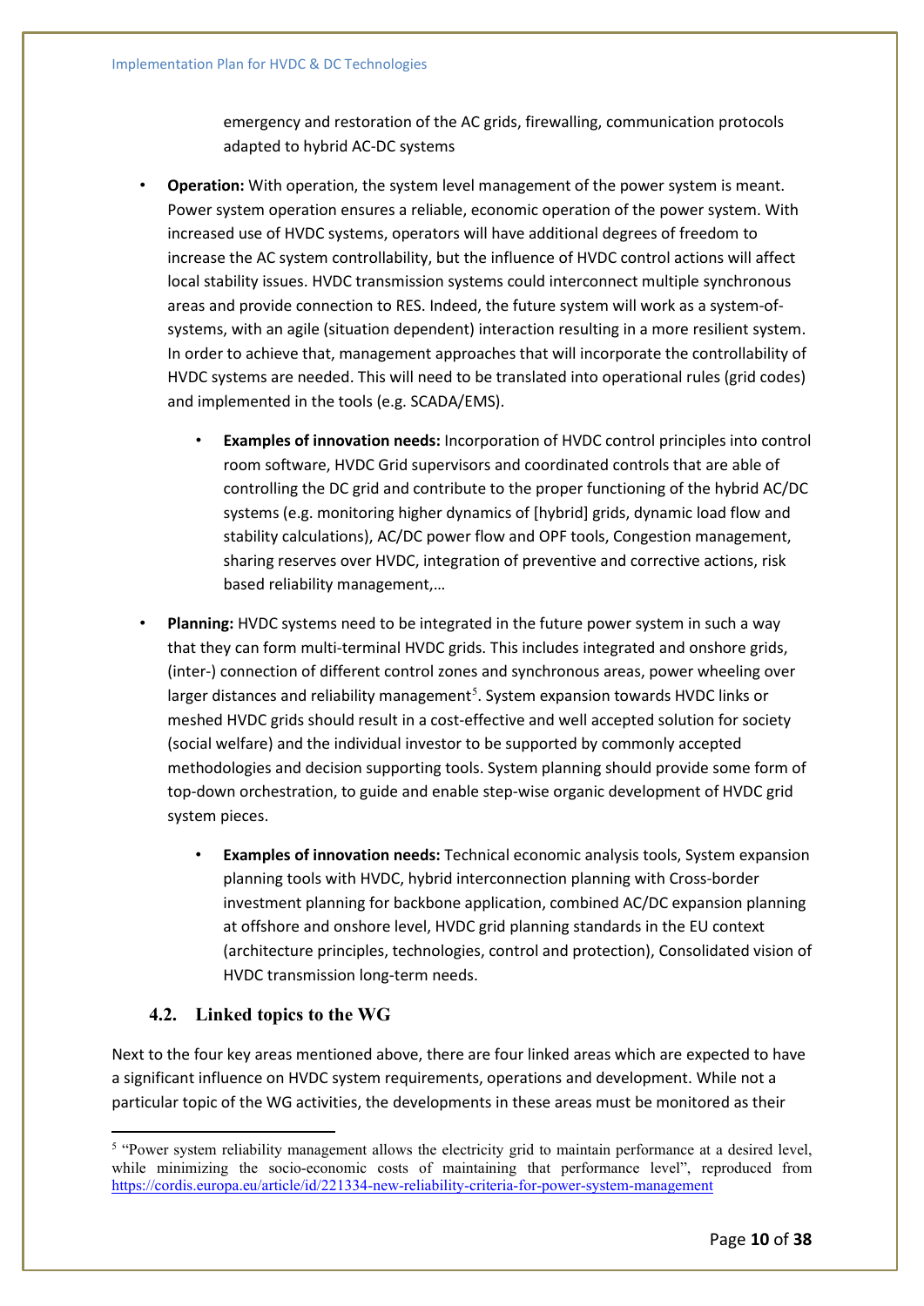emergency and restoration of the AC grids, firewalling, communication protocols adapted to hybrid AC-DC systems

- **Operation:** With operation, the system level management of the power system is meant. Power system operation ensures a reliable, economic operation of the power system. With increased use of HVDC systems, operators will have additional degrees of freedom to increase the AC system controllability, but the influence of HVDC control actions will affect local stability issues. HVDC transmission systems could interconnect multiple synchronous areas and provide connection to RES. Indeed, the future system will work as a system-of-systems, with an agile (situation dependent) interaction resulting in a more resilient system. In order to achieve that, management approaches that will incorporate the controllability of HVDC systems are needed. This will need to be translated into operational rules (grid codes) and implemented in the tools (e.g. SCADA/EMS).
    - **Examples of innovation needs:** Incorporation of HVDC control principles into control room software, HVDC Grid supervisors and coordinated controls that are able of controlling the DC grid and contribute to the proper functioning of the hybrid AC/DC systems (e.g. monitoring higher dynamics of [hybrid] grids, dynamic load flow and stability calculations), AC/DC power flow and OPF tools, Congestion management, sharing reserves over HVDC, integration of preventive and corrective actions, risk based reliability management,…
- **Planning:** HVDC systems need to be integrated in the future power system in such a way that they can form multi-terminal HVDC grids. This includes integrated and onshore grids, (inter-) connection of different control zones and synchronous areas, power wheeling over larger distances and reliability management[5]. System expansion towards HVDC links or meshed HVDC grids should result in a cost-effective and well accepted solution for society (social welfare) and the individual investor to be supported by commonly accepted methodologies and decision supporting tools. System planning should provide some form of top-down orchestration, to guide and enable step-wise organic development of HVDC grid system pieces.
    - **Examples of innovation needs:** Technical economic analysis tools, System expansion planning tools with HVDC, hybrid interconnection planning with Cross-border investment planning for backbone application, combined AC/DC expansion planning at offshore and onshore level, HVDC grid planning standards in the EU context (architecture principles, technologies, control and protection), Consolidated vision of HVDC transmission long-term needs.

## 4.2. Linked topics to the WG

Next to the four key areas mentioned above, there are four linked areas which are expected to have a significant influence on HVDC system requirements, operations and development. While not a particular topic of the WG activities, the developments in these areas must be monitored as their

[5] "Power system reliability management allows the electricity grid to maintain performance at a desired level, while minimizing the socio-economic costs of maintaining that performance level", reproduced from https://cordis.europa.eu/article/id/221334-new-reliability-criteria-for-power-system-management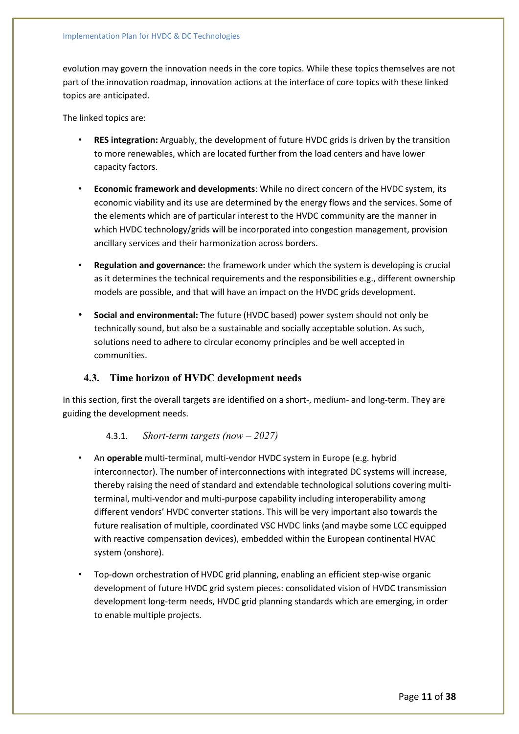evolution may govern the innovation needs in the core topics. While these topics themselves are not part of the innovation roadmap, innovation actions at the interface of core topics with these linked topics are anticipated.

The linked topics are:

- **RES integration:** Arguably, the development of future HVDC grids is driven by the transition to more renewables, which are located further from the load centers and have lower capacity factors.
- **Economic framework and developments**: While no direct concern of the HVDC system, its economic viability and its use are determined by the energy flows and the services. Some of the elements which are of particular interest to the HVDC community are the manner in which HVDC technology/grids will be incorporated into congestion management, provision ancillary services and their harmonization across borders.
- **Regulation and governance:** the framework under which the system is developing is crucial as it determines the technical requirements and the responsibilities e.g., different ownership models are possible, and that will have an impact on the HVDC grids development.
- **Social and environmental:** The future (HVDC based) power system should not only be technically sound, but also be a sustainable and socially acceptable solution. As such, solutions need to adhere to circular economy principles and be well accepted in communities.

## 4.3. Time horizon of HVDC development needs

In this section, first the overall targets are identified on a short-, medium- and long-term. They are guiding the development needs.

### 4.3.1. *Short-term targets (now – 2027)*

- An **operable** multi-terminal, multi-vendor HVDC system in Europe (e.g. hybrid interconnector). The number of interconnections with integrated DC systems will increase, thereby raising the need of standard and extendable technological solutions covering multi-terminal, multi-vendor and multi-purpose capability including interoperability among different vendors' HVDC converter stations. This will be very important also towards the future realisation of multiple, coordinated VSC HVDC links (and maybe some LCC equipped with reactive compensation devices), embedded within the European continental HVAC system (onshore).
- Top-down orchestration of HVDC grid planning, enabling an efficient step-wise organic development of future HVDC grid system pieces: consolidated vision of HVDC transmission development long-term needs, HVDC grid planning standards which are emerging, in order to enable multiple projects.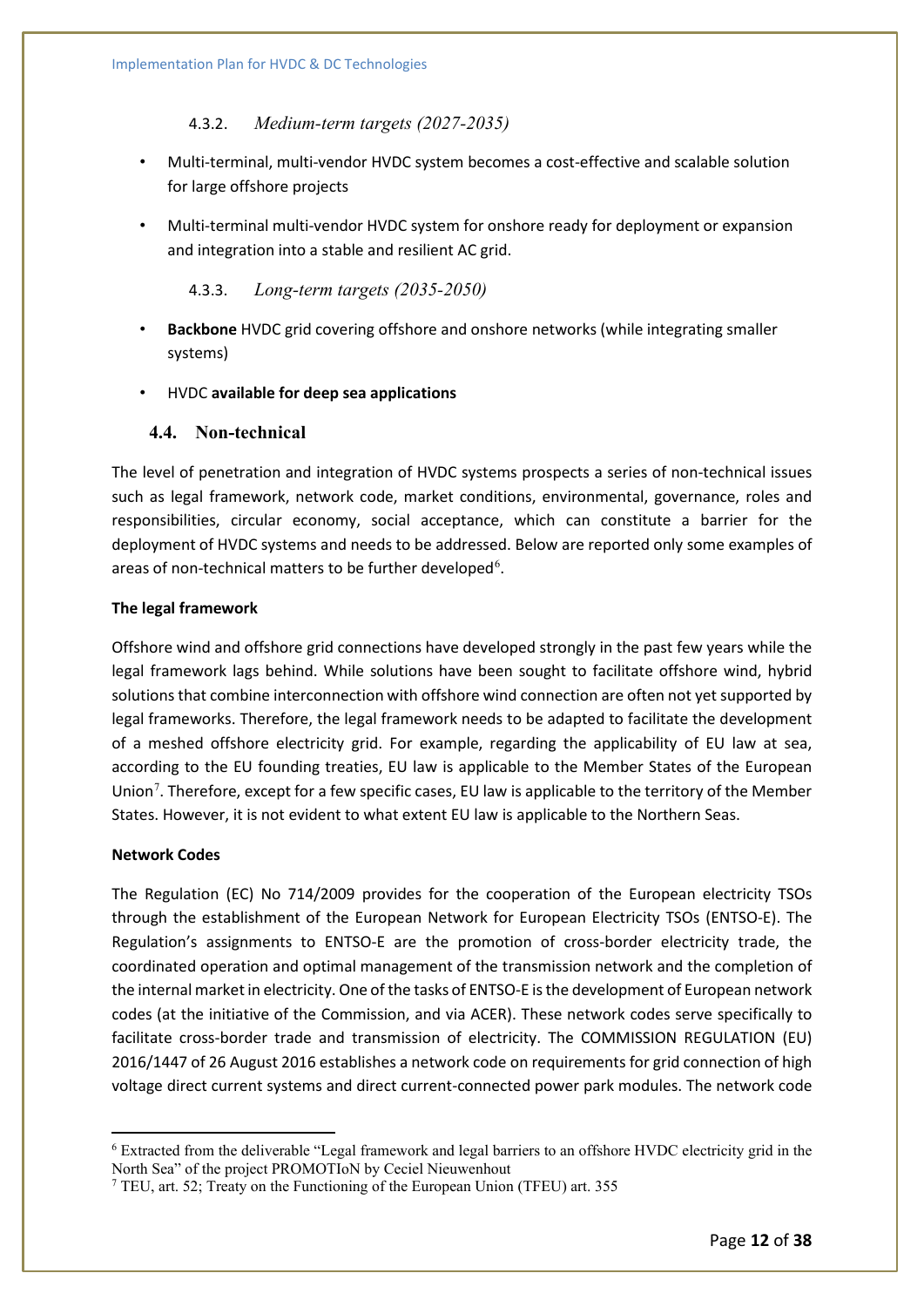#### 4.3.2. *Medium-term targets (2027-2035)*

- Multi-terminal, multi-vendor HVDC system becomes a cost-effective and scalable solution for large offshore projects
- Multi-terminal multi-vendor HVDC system for onshore ready for deployment or expansion and integration into a stable and resilient AC grid.

#### 4.3.3. *Long-term targets (2035-2050)*

- **Backbone** HVDC grid covering offshore and onshore networks (while integrating smaller systems)
- HVDC **available for deep sea applications**

### 4.4. Non-technical

The level of penetration and integration of HVDC systems prospects a series of non-technical issues such as legal framework, network code, market conditions, environmental, governance, roles and responsibilities, circular economy, social acceptance, which can constitute a barrier for the deployment of HVDC systems and needs to be addressed. Below are reported only some examples of areas of non-technical matters to be further developed[6].

**The legal framework**

Offshore wind and offshore grid connections have developed strongly in the past few years while the legal framework lags behind. While solutions have been sought to facilitate offshore wind, hybrid solutions that combine interconnection with offshore wind connection are often not yet supported by legal frameworks. Therefore, the legal framework needs to be adapted to facilitate the development of a meshed offshore electricity grid. For example, regarding the applicability of EU law at sea, according to the EU founding treaties, EU law is applicable to the Member States of the European Union[7]. Therefore, except for a few specific cases, EU law is applicable to the territory of the Member States. However, it is not evident to what extent EU law is applicable to the Northern Seas.

**Network Codes**

The Regulation (EC) No 714/2009 provides for the cooperation of the European electricity TSOs through the establishment of the European Network for European Electricity TSOs (ENTSO-E). The Regulation's assignments to ENTSO-E are the promotion of cross-border electricity trade, the coordinated operation and optimal management of the transmission network and the completion of the internal market in electricity. One of the tasks of ENTSO-E is the development of European network codes (at the initiative of the Commission, and via ACER). These network codes serve specifically to facilitate cross-border trade and transmission of electricity. The COMMISSION REGULATION (EU) 2016/1447 of 26 August 2016 establishes a network code on requirements for grid connection of high voltage direct current systems and direct current-connected power park modules. The network code

[6] Extracted from the deliverable "Legal framework and legal barriers to an offshore HVDC electricity grid in the North Sea" of the project PROMOTIoN by Ceciel Nieuwenhout

[7] TEU, art. 52; Treaty on the Functioning of the European Union (TFEU) art. 355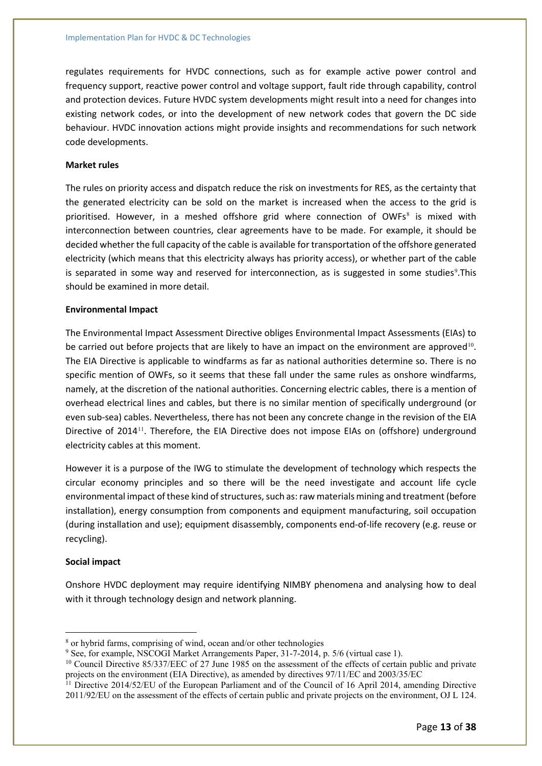regulates requirements for HVDC connections, such as for example active power control and frequency support, reactive power control and voltage support, fault ride through capability, control and protection devices. Future HVDC system developments might result into a need for changes into existing network codes, or into the development of new network codes that govern the DC side behaviour. HVDC innovation actions might provide insights and recommendations for such network code developments.

**Market rules**

The rules on priority access and dispatch reduce the risk on investments for RES, as the certainty that the generated electricity can be sold on the market is increased when the access to the grid is prioritised. However, in a meshed offshore grid where connection of OWFs[8] is mixed with interconnection between countries, clear agreements have to be made. For example, it should be decided whether the full capacity of the cable is available for transportation of the offshore generated electricity (which means that this electricity always has priority access), or whether part of the cable is separated in some way and reserved for interconnection, as is suggested in some studies[9].This should be examined in more detail.

**Environmental Impact**

The Environmental Impact Assessment Directive obliges Environmental Impact Assessments (EIAs) to be carried out before projects that are likely to have an impact on the environment are approved[10]. The EIA Directive is applicable to windfarms as far as national authorities determine so. There is no specific mention of OWFs, so it seems that these fall under the same rules as onshore windfarms, namely, at the discretion of the national authorities. Concerning electric cables, there is a mention of overhead electrical lines and cables, but there is no similar mention of specifically underground (or even sub-sea) cables. Nevertheless, there has not been any concrete change in the revision of the EIA Directive of 2014[11]. Therefore, the EIA Directive does not impose EIAs on (offshore) underground electricity cables at this moment.

However it is a purpose of the IWG to stimulate the development of technology which respects the circular economy principles and so there will be the need investigate and account life cycle environmental impact of these kind of structures, such as: raw materials mining and treatment (before installation), energy consumption from components and equipment manufacturing, soil occupation (during installation and use); equipment disassembly, components end-of-life recovery (e.g. reuse or recycling).

**Social impact**

Onshore HVDC deployment may require identifying NIMBY phenomena and analysing how to deal with it through technology design and network planning.

---

[8] or hybrid farms, comprising of wind, ocean and/or other technologies

[9] See, for example, NSCOGI Market Arrangements Paper, 31-7-2014, p. 5/6 (virtual case 1).

[10] Council Directive 85/337/EEC of 27 June 1985 on the assessment of the effects of certain public and private projects on the environment (EIA Directive), as amended by directives 97/11/EC and 2003/35/EC

[11] Directive 2014/52/EU of the European Parliament and of the Council of 16 April 2014, amending Directive 2011/92/EU on the assessment of the effects of certain public and private projects on the environment, OJ L 124.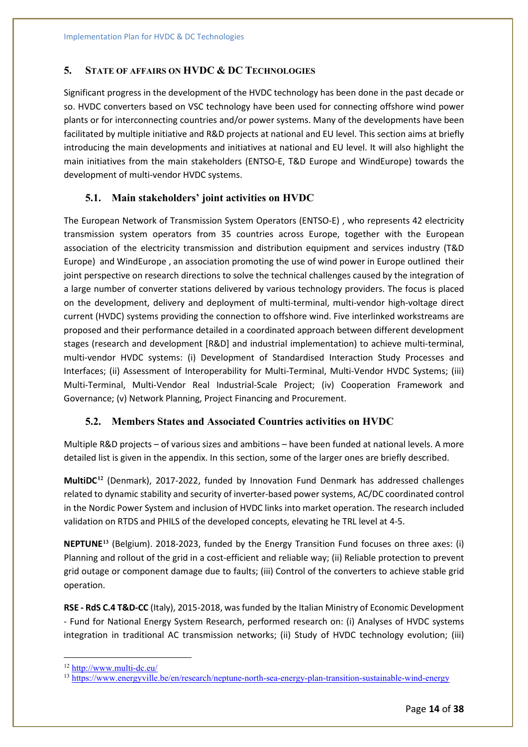## 5. State of affairs on HVDC & DC Technologies

Significant progress in the development of the HVDC technology has been done in the past decade or so. HVDC converters based on VSC technology have been used for connecting offshore wind power plants or for interconnecting countries and/or power systems. Many of the developments have been facilitated by multiple initiative and R&D projects at national and EU level. This section aims at briefly introducing the main developments and initiatives at national and EU level. It will also highlight the main initiatives from the main stakeholders (ENTSO-E, T&D Europe and WindEurope) towards the development of multi-vendor HVDC systems.

### 5.1. Main stakeholders' joint activities on HVDC

The European Network of Transmission System Operators (ENTSO-E) , who represents 42 electricity transmission system operators from 35 countries across Europe, together with the European association of the electricity transmission and distribution equipment and services industry (T&D Europe) and WindEurope , an association promoting the use of wind power in Europe outlined their joint perspective on research directions to solve the technical challenges caused by the integration of a large number of converter stations delivered by various technology providers. The focus is placed on the development, delivery and deployment of multi-terminal, multi-vendor high-voltage direct current (HVDC) systems providing the connection to offshore wind. Five interlinked workstreams are proposed and their performance detailed in a coordinated approach between different development stages (research and development [R&D] and industrial implementation) to achieve multi-terminal, multi-vendor HVDC systems: (i) Development of Standardised Interaction Study Processes and Interfaces; (ii) Assessment of Interoperability for Multi-Terminal, Multi-Vendor HVDC Systems; (iii) Multi-Terminal, Multi-Vendor Real Industrial-Scale Project; (iv) Cooperation Framework and Governance; (v) Network Planning, Project Financing and Procurement.

### 5.2. Members States and Associated Countries activities on HVDC

Multiple R&D projects – of various sizes and ambitions – have been funded at national levels. A more detailed list is given in the appendix. In this section, some of the larger ones are briefly described.

**MultiDC**[12] (Denmark), 2017-2022, funded by Innovation Fund Denmark has addressed challenges related to dynamic stability and security of inverter-based power systems, AC/DC coordinated control in the Nordic Power System and inclusion of HVDC links into market operation. The research included validation on RTDS and PHILS of the developed concepts, elevating he TRL level at 4-5.

**NEPTUNE**[13] (Belgium). 2018-2023, funded by the Energy Transition Fund focuses on three axes: (i) Planning and rollout of the grid in a cost-efficient and reliable way; (ii) Reliable protection to prevent grid outage or component damage due to faults; (iii) Control of the converters to achieve stable grid operation.

**RSE - RdS C.4 T&D-CC** (Italy), 2015-2018, was funded by the Italian Ministry of Economic Development - Fund for National Energy System Research, performed research on: (i) Analyses of HVDC systems integration in traditional AC transmission networks; (ii) Study of HVDC technology evolution; (iii)

---

[12] http://www.multi-dc.eu/

[13] https://www.energyville.be/en/research/neptune-north-sea-energy-plan-transition-sustainable-wind-energy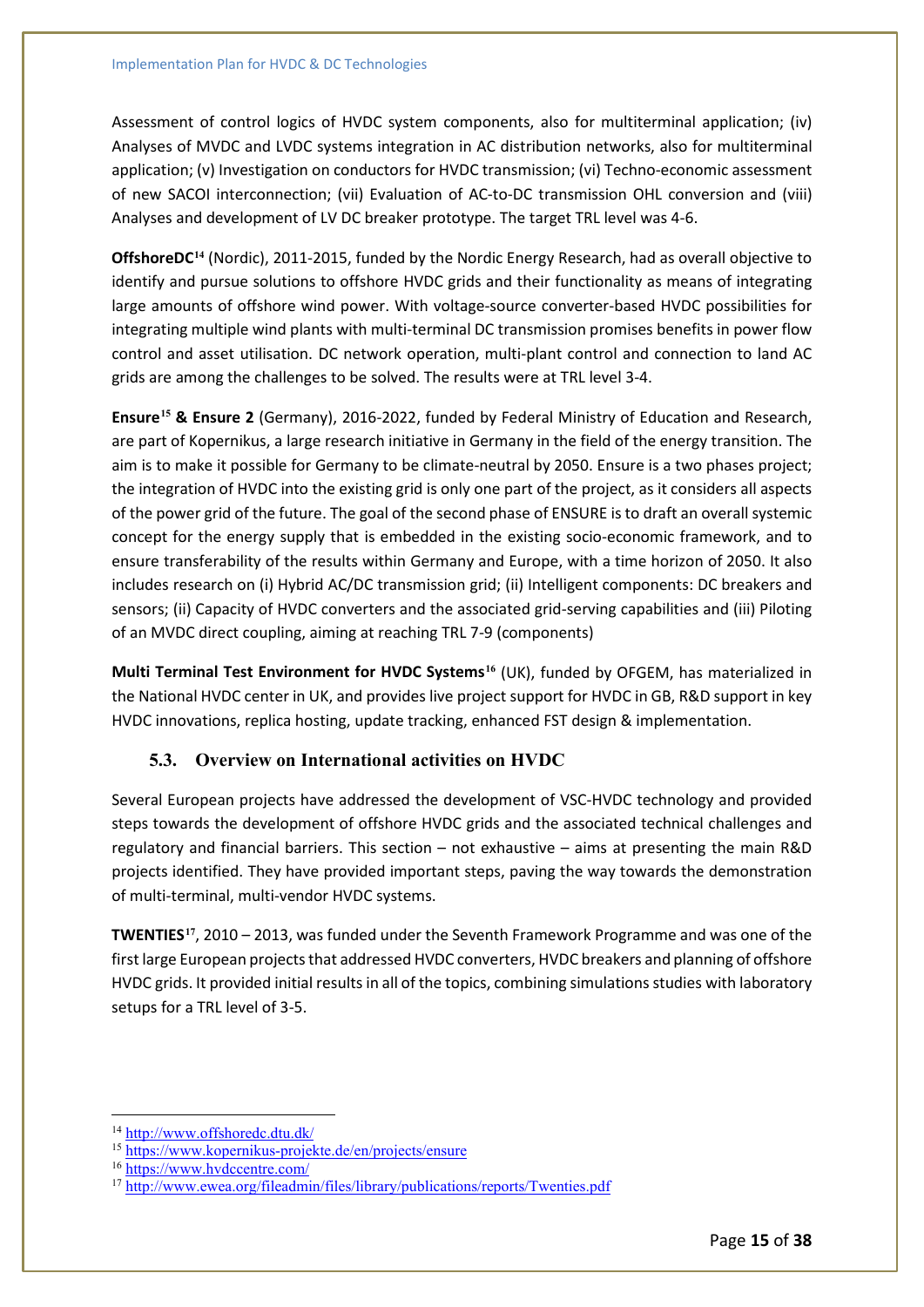Assessment of control logics of HVDC system components, also for multiterminal application; (iv) Analyses of MVDC and LVDC systems integration in AC distribution networks, also for multiterminal application; (v) Investigation on conductors for HVDC transmission; (vi) Techno-economic assessment of new SACOI interconnection; (vii) Evaluation of AC-to-DC transmission OHL conversion and (viii) Analyses and development of LV DC breaker prototype. The target TRL level was 4-6.

**OffshoreDC**[14] (Nordic), 2011-2015, funded by the Nordic Energy Research, had as overall objective to identify and pursue solutions to offshore HVDC grids and their functionality as means of integrating large amounts of offshore wind power. With voltage-source converter-based HVDC possibilities for integrating multiple wind plants with multi-terminal DC transmission promises benefits in power flow control and asset utilisation. DC network operation, multi-plant control and connection to land AC grids are among the challenges to be solved. The results were at TRL level 3-4.

**Ensure**[15] **& Ensure 2** (Germany), 2016-2022, funded by Federal Ministry of Education and Research, are part of Kopernikus, a large research initiative in Germany in the field of the energy transition. The aim is to make it possible for Germany to be climate-neutral by 2050. Ensure is a two phases project; the integration of HVDC into the existing grid is only one part of the project, as it considers all aspects of the power grid of the future. The goal of the second phase of ENSURE is to draft an overall systemic concept for the energy supply that is embedded in the existing socio-economic framework, and to ensure transferability of the results within Germany and Europe, with a time horizon of 2050. It also includes research on (i) Hybrid AC/DC transmission grid; (ii) Intelligent components: DC breakers and sensors; (ii) Capacity of HVDC converters and the associated grid-serving capabilities and (iii) Piloting of an MVDC direct coupling, aiming at reaching TRL 7-9 (components)

**Multi Terminal Test Environment for HVDC Systems**[16] (UK), funded by OFGEM, has materialized in the National HVDC center in UK, and provides live project support for HVDC in GB, R&D support in key HVDC innovations, replica hosting, update tracking, enhanced FST design & implementation.

## 5.3. Overview on International activities on HVDC

Several European projects have addressed the development of VSC-HVDC technology and provided steps towards the development of offshore HVDC grids and the associated technical challenges and regulatory and financial barriers. This section – not exhaustive – aims at presenting the main R&D projects identified. They have provided important steps, paving the way towards the demonstration of multi-terminal, multi-vendor HVDC systems.

**TWENTIES**[17], 2010 – 2013, was funded under the Seventh Framework Programme and was one of the first large European projects that addressed HVDC converters, HVDC breakers and planning of offshore HVDC grids. It provided initial results in all of the topics, combining simulations studies with laboratory setups for a TRL level of 3-5.

---

[14] http://www.offshoredc.dtu.dk/

[15] https://www.kopernikus-projekte.de/en/projects/ensure

[16] https://www.hvdccentre.com/

[17] http://www.ewea.org/fileadmin/files/library/publications/reports/Twenties.pdf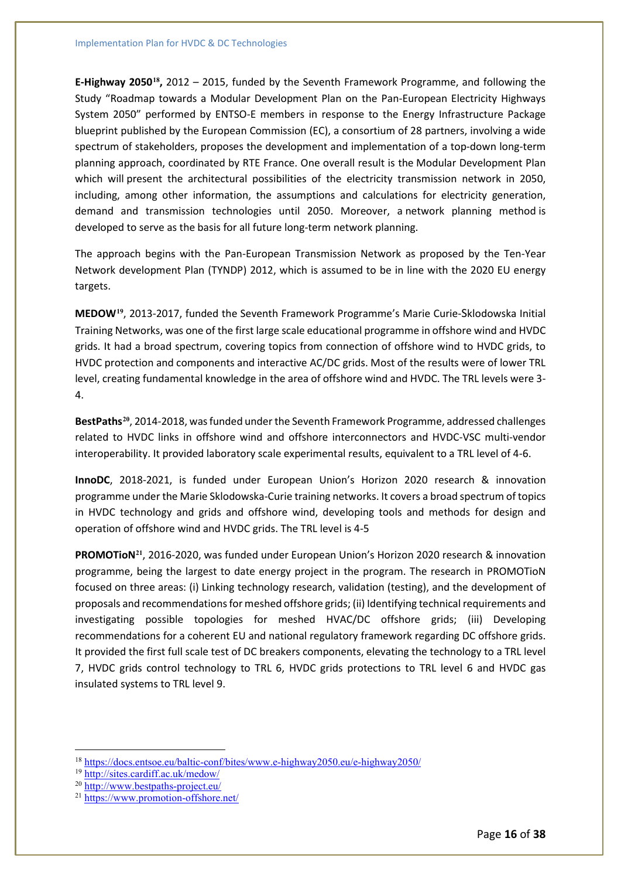**E-Highway 2050**[18]**,** 2012 – 2015, funded by the Seventh Framework Programme, and following the Study "Roadmap towards a Modular Development Plan on the Pan-European Electricity Highways System 2050" performed by ENTSO-E members in response to the Energy Infrastructure Package blueprint published by the European Commission (EC), a consortium of 28 partners, involving a wide spectrum of stakeholders, proposes the development and implementation of a top-down long-term planning approach, coordinated by RTE France. One overall result is the Modular Development Plan which will present the architectural possibilities of the electricity transmission network in 2050, including, among other information, the assumptions and calculations for electricity generation, demand and transmission technologies until 2050. Moreover, a network planning method is developed to serve as the basis for all future long-term network planning.

The approach begins with the Pan-European Transmission Network as proposed by the Ten-Year Network development Plan (TYNDP) 2012, which is assumed to be in line with the 2020 EU energy targets.

**MEDOW**[19], 2013-2017, funded the Seventh Framework Programme's Marie Curie-Sklodowska Initial Training Networks, was one of the first large scale educational programme in offshore wind and HVDC grids. It had a broad spectrum, covering topics from connection of offshore wind to HVDC grids, to HVDC protection and components and interactive AC/DC grids. Most of the results were of lower TRL level, creating fundamental knowledge in the area of offshore wind and HVDC. The TRL levels were 3-4.

**BestPaths**[20], 2014-2018, was funded under the Seventh Framework Programme, addressed challenges related to HVDC links in offshore wind and offshore interconnectors and HVDC-VSC multi-vendor interoperability. It provided laboratory scale experimental results, equivalent to a TRL level of 4-6.

**InnoDC**, 2018-2021, is funded under European Union's Horizon 2020 research & innovation programme under the Marie Sklodowska-Curie training networks. It covers a broad spectrum of topics in HVDC technology and grids and offshore wind, developing tools and methods for design and operation of offshore wind and HVDC grids. The TRL level is 4-5

**PROMOTioN**[21], 2016-2020, was funded under European Union's Horizon 2020 research & innovation programme, being the largest to date energy project in the program. The research in PROMOTioN focused on three areas: (i) Linking technology research, validation (testing), and the development of proposals and recommendations for meshed offshore grids; (ii) Identifying technical requirements and investigating possible topologies for meshed HVAC/DC offshore grids; (iii) Developing recommendations for a coherent EU and national regulatory framework regarding DC offshore grids. It provided the first full scale test of DC breakers components, elevating the technology to a TRL level 7, HVDC grids control technology to TRL 6, HVDC grids protections to TRL level 6 and HVDC gas insulated systems to TRL level 9.

---

[18] https://docs.entsoe.eu/baltic-conf/bites/www.e-highway2050.eu/e-highway2050/

[19] http://sites.cardiff.ac.uk/medow/

[20] http://www.bestpaths-project.eu/

[21] https://www.promotion-offshore.net/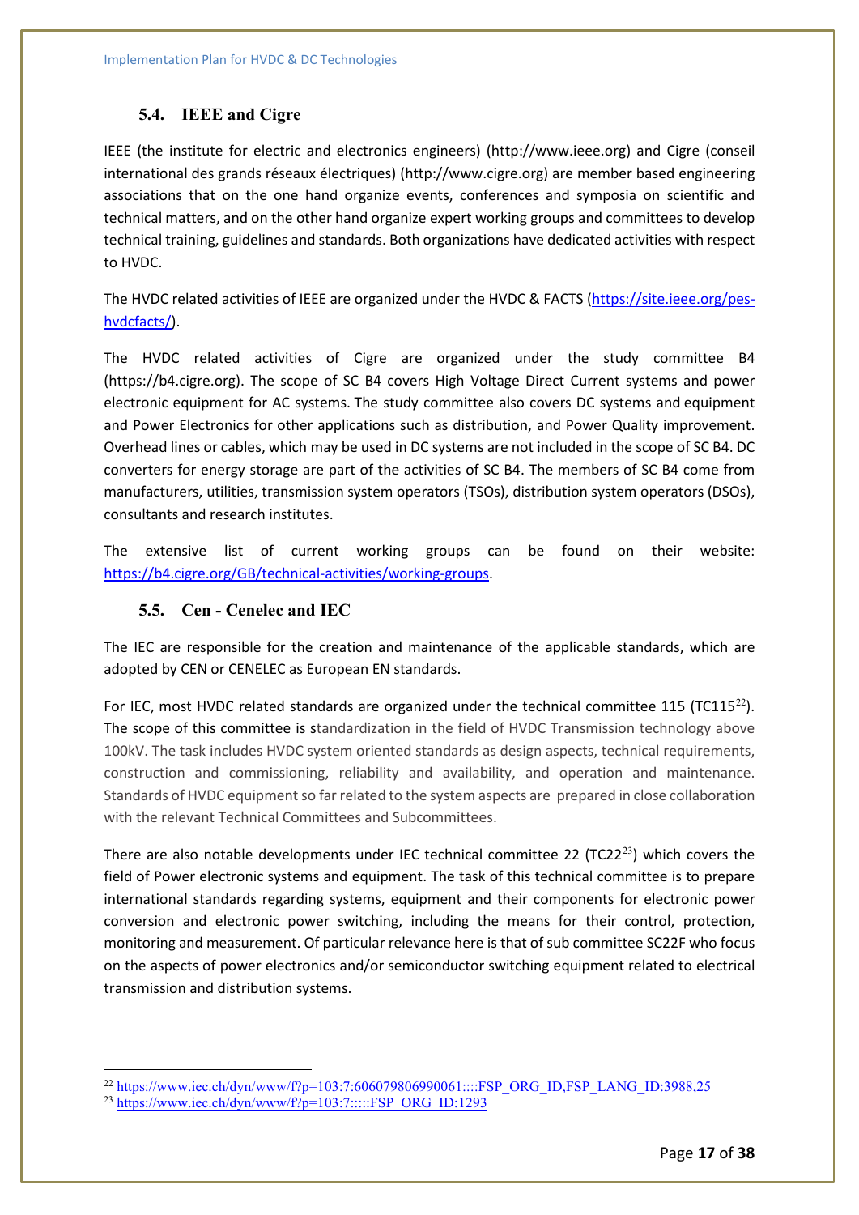## 5.4. IEEE and Cigre

IEEE (the institute for electric and electronics engineers) (http://www.ieee.org) and Cigre (conseil international des grands réseaux électriques) (http://www.cigre.org) are member based engineering associations that on the one hand organize events, conferences and symposia on scientific and technical matters, and on the other hand organize expert working groups and committees to develop technical training, guidelines and standards. Both organizations have dedicated activities with respect to HVDC.

The HVDC related activities of IEEE are organized under the HVDC & FACTS (https://site.ieee.org/pes-hvdcfacts/).

The HVDC related activities of Cigre are organized under the study committee B4 (https://b4.cigre.org). The scope of SC B4 covers High Voltage Direct Current systems and power electronic equipment for AC systems. The study committee also covers DC systems and equipment and Power Electronics for other applications such as distribution, and Power Quality improvement. Overhead lines or cables, which may be used in DC systems are not included in the scope of SC B4. DC converters for energy storage are part of the activities of SC B4. The members of SC B4 come from manufacturers, utilities, transmission system operators (TSOs), distribution system operators (DSOs), consultants and research institutes.

The extensive list of current working groups can be found on their website: https://b4.cigre.org/GB/technical-activities/working-groups.

## 5.5. Cen - Cenelec and IEC

The IEC are responsible for the creation and maintenance of the applicable standards, which are adopted by CEN or CENELEC as European EN standards.

For IEC, most HVDC related standards are organized under the technical committee 115 (TC115[22]). The scope of this committee is standardization in the field of HVDC Transmission technology above 100kV. The task includes HVDC system oriented standards as design aspects, technical requirements, construction and commissioning, reliability and availability, and operation and maintenance. Standards of HVDC equipment so far related to the system aspects are prepared in close collaboration with the relevant Technical Committees and Subcommittees.

There are also notable developments under IEC technical committee 22 (TC22[23]) which covers the field of Power electronic systems and equipment. The task of this technical committee is to prepare international standards regarding systems, equipment and their components for electronic power conversion and electronic power switching, including the means for their control, protection, monitoring and measurement. Of particular relevance here is that of sub committee SC22F who focus on the aspects of power electronics and/or semiconductor switching equipment related to electrical transmission and distribution systems.

---

[22] https://www.iec.ch/dyn/www/f?p=103:7:606079806990061::::FSP_ORG_ID,FSP_LANG_ID:3988,25

[23] https://www.iec.ch/dyn/www/f?p=103:7:::::FSP_ORG_ID:1293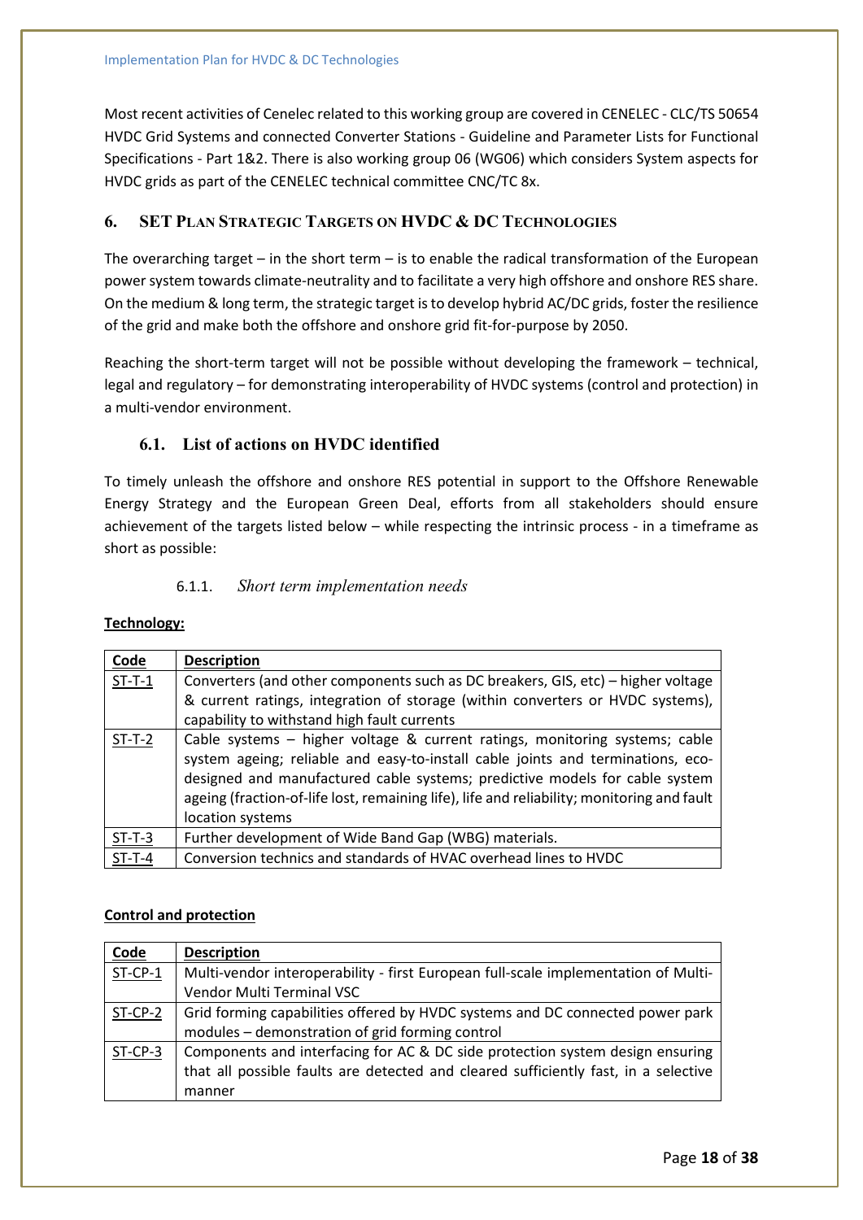Most recent activities of Cenelec related to this working group are covered in CENELEC - CLC/TS 50654 HVDC Grid Systems and connected Converter Stations - Guideline and Parameter Lists for Functional Specifications - Part 1&2. There is also working group 06 (WG06) which considers System aspects for HVDC grids as part of the CENELEC technical committee CNC/TC 8x.

# 6. SET Plan Strategic Targets on HVDC & DC Technologies

The overarching target – in the short term – is to enable the radical transformation of the European power system towards climate-neutrality and to facilitate a very high offshore and onshore RES share. On the medium & long term, the strategic target is to develop hybrid AC/DC grids, foster the resilience of the grid and make both the offshore and onshore grid fit-for-purpose by 2050.

Reaching the short-term target will not be possible without developing the framework – technical, legal and regulatory – for demonstrating interoperability of HVDC systems (control and protection) in a multi-vendor environment.

## 6.1. List of actions on HVDC identified

To timely unleash the offshore and onshore RES potential in support to the Offshore Renewable Energy Strategy and the European Green Deal, efforts from all stakeholders should ensure achievement of the targets listed below – while respecting the intrinsic process - in a timeframe as short as possible:

### 6.1.1. *Short term implementation needs*

**Technology:**

| Code | Description |
| --- | --- |
| ST-T-1 | Converters (and other components such as DC breakers, GIS, etc) – higher voltage & current ratings, integration of storage (within converters or HVDC systems), capability to withstand high fault currents |
| ST-T-2 | Cable systems – higher voltage & current ratings, monitoring systems; cable system ageing; reliable and easy-to-install cable joints and terminations, eco-designed and manufactured cable systems; predictive models for cable system ageing (fraction-of-life lost, remaining life), life and reliability; monitoring and fault location systems |
| ST-T-3 | Further development of Wide Band Gap (WBG) materials. |
| ST-T-4 | Conversion technics and standards of HVAC overhead lines to HVDC |

**Control and protection**

| Code | Description |
| --- | --- |
| ST-CP-1 | Multi-vendor interoperability - first European full-scale implementation of Multi-Vendor Multi Terminal VSC |
| ST-CP-2 | Grid forming capabilities offered by HVDC systems and DC connected power park modules – demonstration of grid forming control |
| ST-CP-3 | Components and interfacing for AC & DC side protection system design ensuring that all possible faults are detected and cleared sufficiently fast, in a selective manner |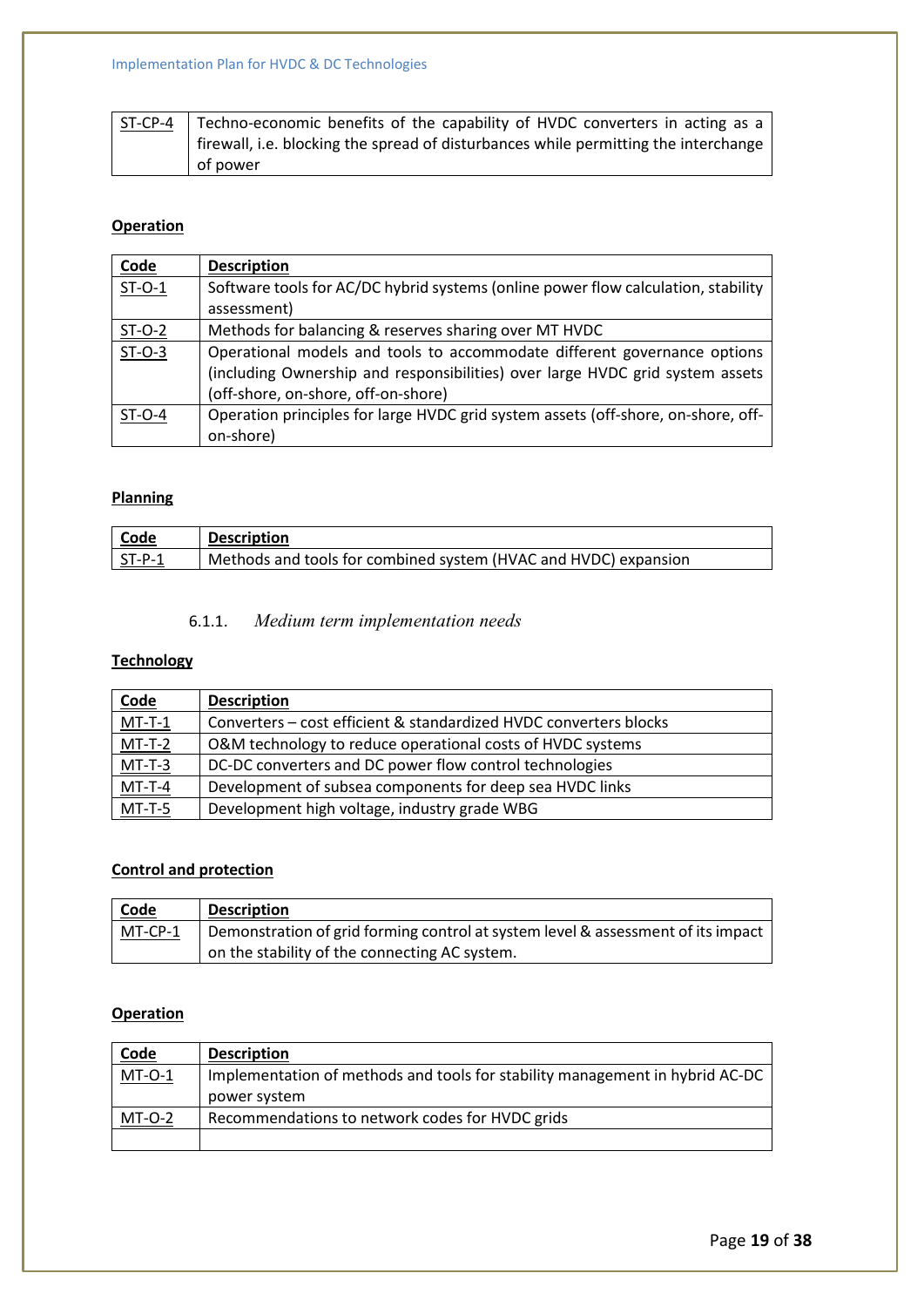| | |
|---|---|
| ST-CP-4 | Techno-economic benefits of the capability of HVDC converters in acting as a firewall, i.e. blocking the spread of disturbances while permitting the interchange of power |

**Operation**

| Code | Description |
|---|---|
| ST-O-1 | Software tools for AC/DC hybrid systems (online power flow calculation, stability assessment) |
| ST-O-2 | Methods for balancing & reserves sharing over MT HVDC |
| ST-O-3 | Operational models and tools to accommodate different governance options (including Ownership and responsibilities) over large HVDC grid system assets (off-shore, on-shore, off-on-shore) |
| ST-O-4 | Operation principles for large HVDC grid system assets (off-shore, on-shore, off-on-shore) |

**Planning**

| Code | Description |
|---|---|
| ST-P-1 | Methods and tools for combined system (HVAC and HVDC) expansion |

#### 6.1.1. *Medium term implementation needs*

**Technology**

| Code | Description |
|---|---|
| MT-T-1 | Converters – cost efficient & standardized HVDC converters blocks |
| MT-T-2 | O&M technology to reduce operational costs of HVDC systems |
| MT-T-3 | DC-DC converters and DC power flow control technologies |
| MT-T-4 | Development of subsea components for deep sea HVDC links |
| MT-T-5 | Development high voltage, industry grade WBG |

**Control and protection**

| Code | Description |
|---|---|
| MT-CP-1 | Demonstration of grid forming control at system level & assessment of its impact on the stability of the connecting AC system. |

**Operation**

| Code | Description |
|---|---|
| MT-O-1 | Implementation of methods and tools for stability management in hybrid AC-DC power system |
| MT-O-2 | Recommendations to network codes for HVDC grids |
| | |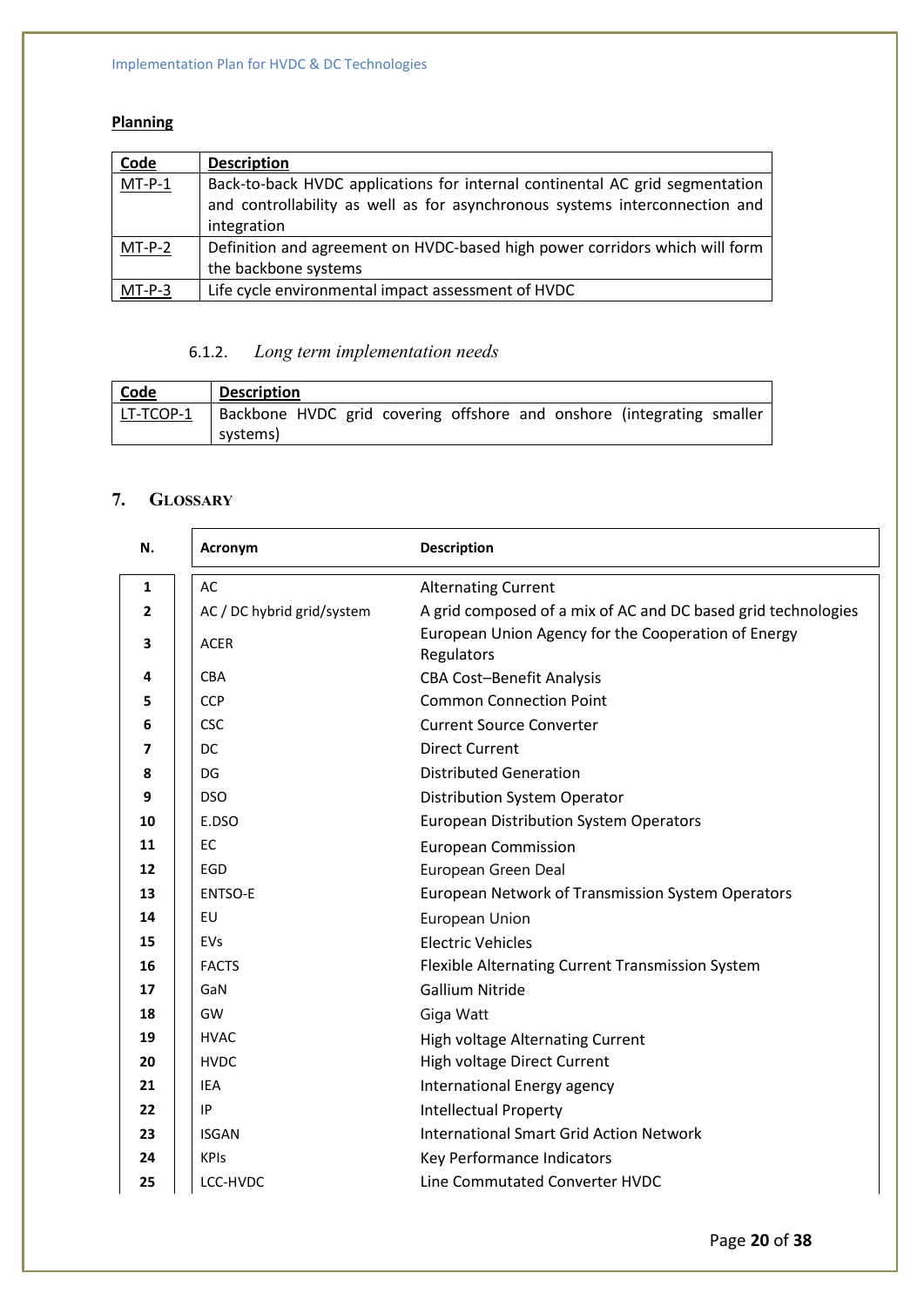**Planning**

| Code | Description |
|---|---|
| MT-P-1 | Back-to-back HVDC applications for internal continental AC grid segmentation and controllability as well as for asynchronous systems interconnection and integration |
| MT-P-2 | Definition and agreement on HVDC-based high power corridors which will form the backbone systems |
| MT-P-3 | Life cycle environmental impact assessment of HVDC |

### 6.1.2. *Long term implementation needs*

| Code | Description |
|---|---|
| LT-TCOP-1 | Backbone HVDC grid covering offshore and onshore (integrating smaller systems) |

## 7. GLOSSARY

| N. | Acronym | Description |
|---|---|---|
| **1** | AC | Alternating Current |
| **2** | AC / DC hybrid grid/system | A grid composed of a mix of AC and DC based grid technologies |
| **3** | ACER | European Union Agency for the Cooperation of Energy Regulators |
| **4** | CBA | CBA Cost–Benefit Analysis |
| **5** | CCP | Common Connection Point |
| **6** | CSC | Current Source Converter |
| **7** | DC | Direct Current |
| **8** | DG | Distributed Generation |
| **9** | DSO | Distribution System Operator |
| **10** | E.DSO | European Distribution System Operators |
| **11** | EC | European Commission |
| **12** | EGD | European Green Deal |
| **13** | ENTSO-E | European Network of Transmission System Operators |
| **14** | EU | European Union |
| **15** | EVs | Electric Vehicles |
| **16** | FACTS | Flexible Alternating Current Transmission System |
| **17** | GaN | Gallium Nitride |
| **18** | GW | Giga Watt |
| **19** | HVAC | High voltage Alternating Current |
| **20** | HVDC | High voltage Direct Current |
| **21** | IEA | International Energy agency |
| **22** | IP | Intellectual Property |
| **23** | ISGAN | International Smart Grid Action Network |
| **24** | KPIs | Key Performance Indicators |
| **25** | LCC-HVDC | Line Commutated Converter HVDC |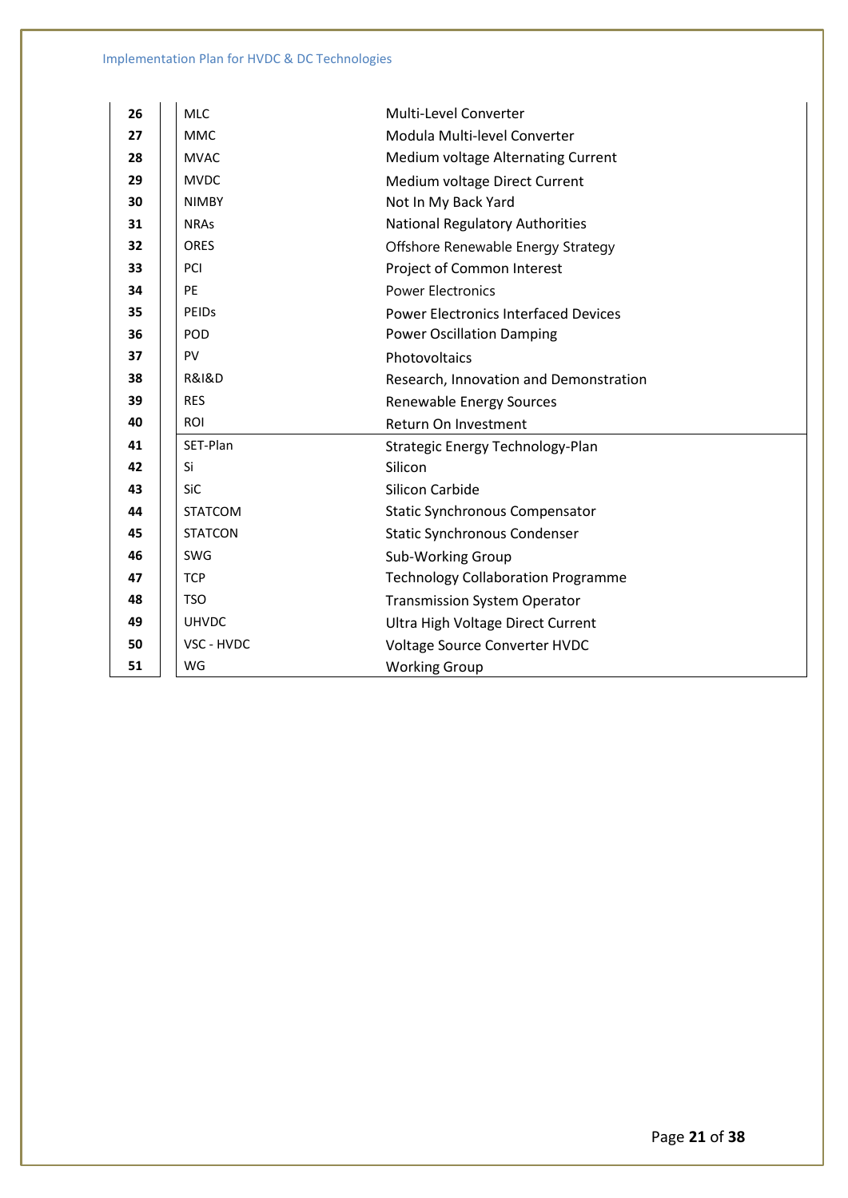| | | |
|---|---|---|
| **26** | MLC | Multi-Level Converter |
| **27** | MMC | Modula Multi-level Converter |
| **28** | MVAC | Medium voltage Alternating Current |
| **29** | MVDC | Medium voltage Direct Current |
| **30** | NIMBY | Not In My Back Yard |
| **31** | NRAs | National Regulatory Authorities |
| **32** | ORES | Offshore Renewable Energy Strategy |
| **33** | PCI | Project of Common Interest |
| **34** | PE | Power Electronics |
| **35** | PEIDs | Power Electronics Interfaced Devices |
| **36** | POD | Power Oscillation Damping |
| **37** | PV | Photovoltaics |
| **38** | R&I&D | Research, Innovation and Demonstration |
| **39** | RES | Renewable Energy Sources |
| **40** | ROI | Return On Investment |
| **41** | SET-Plan | Strategic Energy Technology-Plan |
| **42** | Si | Silicon |
| **43** | SiC | Silicon Carbide |
| **44** | STATCOM | Static Synchronous Compensator |
| **45** | STATCON | Static Synchronous Condenser |
| **46** | SWG | Sub-Working Group |
| **47** | TCP | Technology Collaboration Programme |
| **48** | TSO | Transmission System Operator |
| **49** | UHVDC | Ultra High Voltage Direct Current |
| **50** | VSC - HVDC | Voltage Source Converter HVDC |
| **51** | WG | Working Group |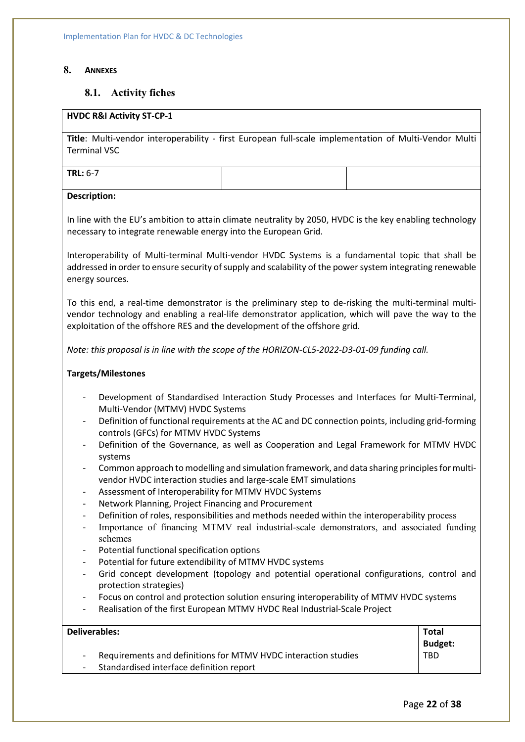## 8. Annexes

### 8.1. Activity fiches

**HVDC R&I Activity ST-CP-1**

**Title**: Multi-vendor interoperability - first European full-scale implementation of Multi-Vendor Multi Terminal VSC

| **TRL:** 6-7 | | |
|---|---|---|

**Description:**

In line with the EU's ambition to attain climate neutrality by 2050, HVDC is the key enabling technology necessary to integrate renewable energy into the European Grid.

Interoperability of Multi-terminal Multi-vendor HVDC Systems is a fundamental topic that shall be addressed in order to ensure security of supply and scalability of the power system integrating renewable energy sources.

To this end, a real-time demonstrator is the preliminary step to de-risking the multi-terminal multi-vendor technology and enabling a real-life demonstrator application, which will pave the way to the exploitation of the offshore RES and the development of the offshore grid.

*Note: this proposal is in line with the scope of the HORIZON-CL5-2022-D3-01-09 funding call.*

**Targets/Milestones**

- Development of Standardised Interaction Study Processes and Interfaces for Multi-Terminal, Multi-Vendor (MTMV) HVDC Systems
- Definition of functional requirements at the AC and DC connection points, including grid-forming controls (GFCs) for MTMV HVDC Systems
- Definition of the Governance, as well as Cooperation and Legal Framework for MTMV HVDC systems
- Common approach to modelling and simulation framework, and data sharing principles for multi-vendor HVDC interaction studies and large-scale EMT simulations
- Assessment of Interoperability for MTMV HVDC Systems
- Network Planning, Project Financing and Procurement
- Definition of roles, responsibilities and methods needed within the interoperability process
- Importance of financing MTMV real industrial-scale demonstrators, and associated funding schemes
- Potential functional specification options
- Potential for future extendibility of MTMV HVDC systems
- Grid concept development (topology and potential operational configurations, control and protection strategies)
- Focus on control and protection solution ensuring interoperability of MTMV HVDC systems
- Realisation of the first European MTMV HVDC Real Industrial-Scale Project

| **Deliverables:** | **Total Budget:** |
|---|---|
| - Requirements and definitions for MTMV HVDC interaction studies<br>- Standardised interface definition report | TBD |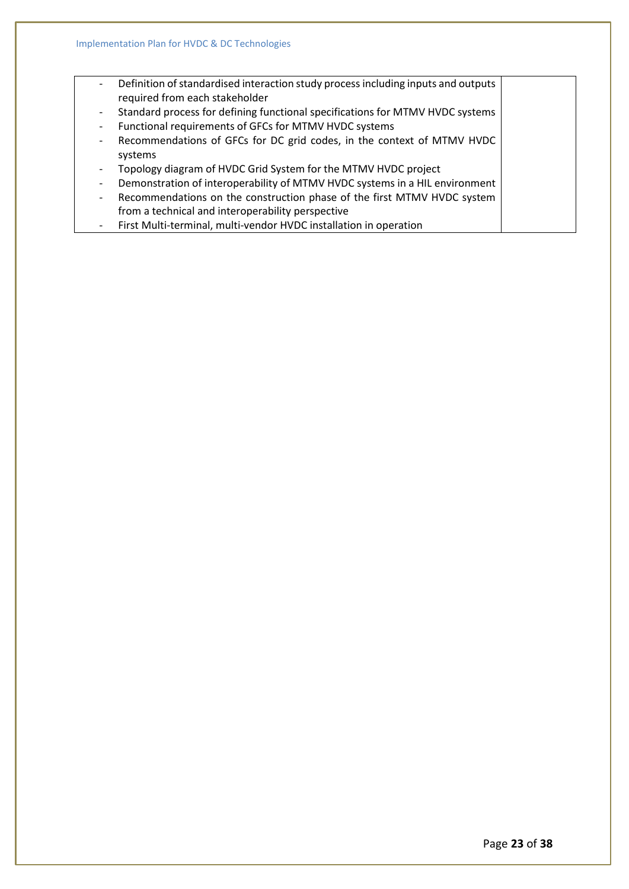| | |
|---|---|
| - Definition of standardised interaction study process including inputs and outputs required from each stakeholder<br>- Standard process for defining functional specifications for MTMV HVDC systems<br>- Functional requirements of GFCs for MTMV HVDC systems<br>- Recommendations of GFCs for DC grid codes, in the context of MTMV HVDC systems<br>- Topology diagram of HVDC Grid System for the MTMV HVDC project<br>- Demonstration of interoperability of MTMV HVDC systems in a HIL environment<br>- Recommendations on the construction phase of the first MTMV HVDC system from a technical and interoperability perspective<br>- First Multi-terminal, multi-vendor HVDC installation in operation | |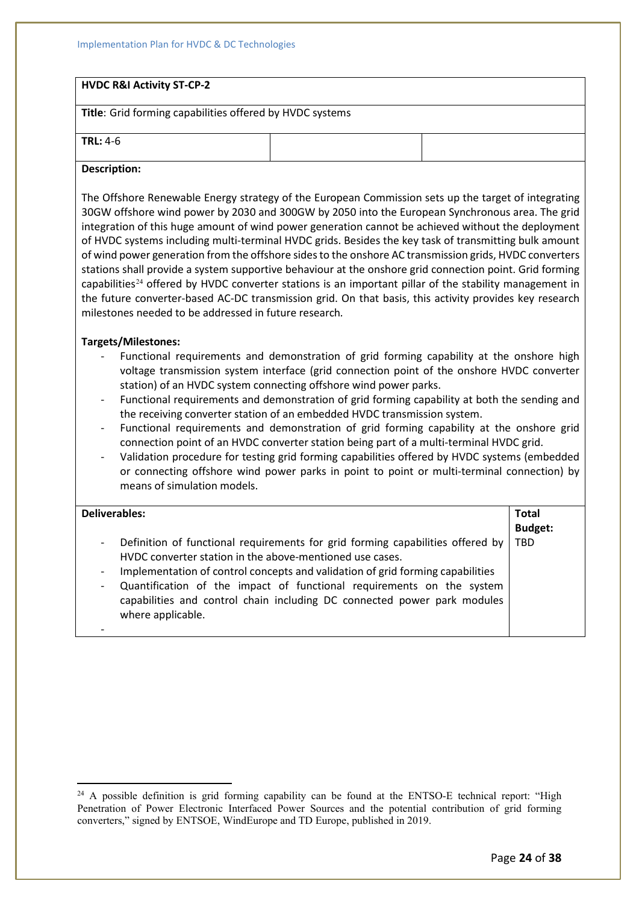**HVDC R&I Activity ST-CP-2**

**Title**: Grid forming capabilities offered by HVDC systems

**TRL:** 4-6

**Description:**

The Offshore Renewable Energy strategy of the European Commission sets up the target of integrating 30GW offshore wind power by 2030 and 300GW by 2050 into the European Synchronous area. The grid integration of this huge amount of wind power generation cannot be achieved without the deployment of HVDC systems including multi-terminal HVDC grids. Besides the key task of transmitting bulk amount of wind power generation from the offshore sides to the onshore AC transmission grids, HVDC converters stations shall provide a system supportive behaviour at the onshore grid connection point. Grid forming capabilities[24] offered by HVDC converter stations is an important pillar of the stability management in the future converter-based AC-DC transmission grid. On that basis, this activity provides key research milestones needed to be addressed in future research.

**Targets/Milestones:**

- Functional requirements and demonstration of grid forming capability at the onshore high voltage transmission system interface (grid connection point of the onshore HVDC converter station) of an HVDC system connecting offshore wind power parks.
- Functional requirements and demonstration of grid forming capability at both the sending and the receiving converter station of an embedded HVDC transmission system.
- Functional requirements and demonstration of grid forming capability at the onshore grid connection point of an HVDC converter station being part of a multi-terminal HVDC grid.
- Validation procedure for testing grid forming capabilities offered by HVDC systems (embedded or connecting offshore wind power parks in point to point or multi-terminal connection) by means of simulation models.

| **Deliverables:** | **Total Budget:** |
| --- | --- |
| - Definition of functional requirements for grid forming capabilities offered by HVDC converter station in the above-mentioned use cases.<br>- Implementation of control concepts and validation of grid forming capabilities<br>- Quantification of the impact of functional requirements on the system capabilities and control chain including DC connected power park modules where applicable.<br>- | TBD |

[24] A possible definition is grid forming capability can be found at the ENTSO-E technical report: "High Penetration of Power Electronic Interfaced Power Sources and the potential contribution of grid forming converters," signed by ENTSOE, WindEurope and TD Europe, published in 2019.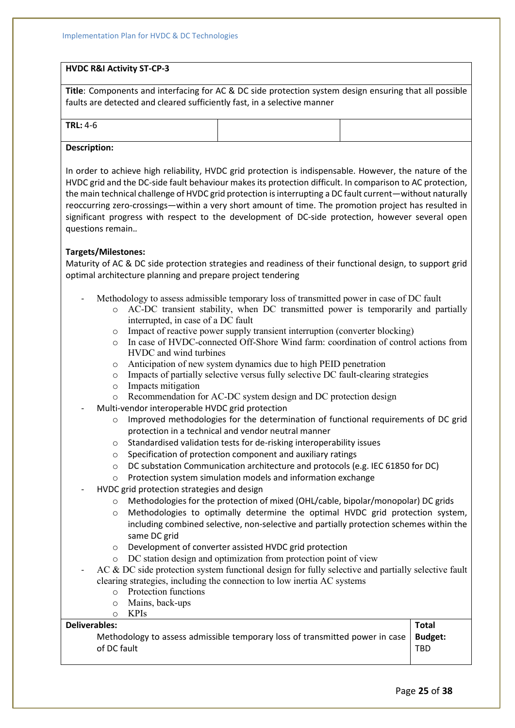**HVDC R&I Activity ST-CP-3**

**Title**: Components and interfacing for AC & DC side protection system design ensuring that all possible faults are detected and cleared sufficiently fast, in a selective manner

| **TRL:** 4-6 | | |
|---|---|---|

**Description:**

In order to achieve high reliability, HVDC grid protection is indispensable. However, the nature of the HVDC grid and the DC-side fault behaviour makes its protection difficult. In comparison to AC protection, the main technical challenge of HVDC grid protection is interrupting a DC fault current—without naturally reoccurring zero-crossings—within a very short amount of time. The promotion project has resulted in significant progress with respect to the development of DC-side protection, however several open questions remain..

**Targets/Milestones:**

Maturity of AC & DC side protection strategies and readiness of their functional design, to support grid optimal architecture planning and prepare project tendering

- Methodology to assess admissible temporary loss of transmitted power in case of DC fault
  - AC-DC transient stability, when DC transmitted power is temporarily and partially interrupted, in case of a DC fault
  - Impact of reactive power supply transient interruption (converter blocking)
  - In case of HVDC-connected Off-Shore Wind farm: coordination of control actions from HVDC and wind turbines
  - Anticipation of new system dynamics due to high PEID penetration
  - Impacts of partially selective versus fully selective DC fault-clearing strategies
  - Impacts mitigation
  - Recommendation for AC-DC system design and DC protection design
- Multi-vendor interoperable HVDC grid protection
  - Improved methodologies for the determination of functional requirements of DC grid protection in a technical and vendor neutral manner
  - Standardised validation tests for de-risking interoperability issues
  - Specification of protection component and auxiliary ratings
  - DC substation Communication architecture and protocols (e.g. IEC 61850 for DC)
  - Protection system simulation models and information exchange
- HVDC grid protection strategies and design
  - Methodologies for the protection of mixed (OHL/cable, bipolar/monopolar) DC grids
  - Methodologies to optimally determine the optimal HVDC grid protection system, including combined selective, non-selective and partially protection schemes within the same DC grid
  - Development of converter assisted HVDC grid protection
  - DC station design and optimization from protection point of view
- AC & DC side protection system functional design for fully selective and partially selective fault clearing strategies, including the connection to low inertia AC systems
  - Protection functions
  - Mains, back-ups
  - KPIs

| **Deliverables:** | **Total Budget:** |
|---|---|
| Methodology to assess admissible temporary loss of transmitted power in case of DC fault | TBD |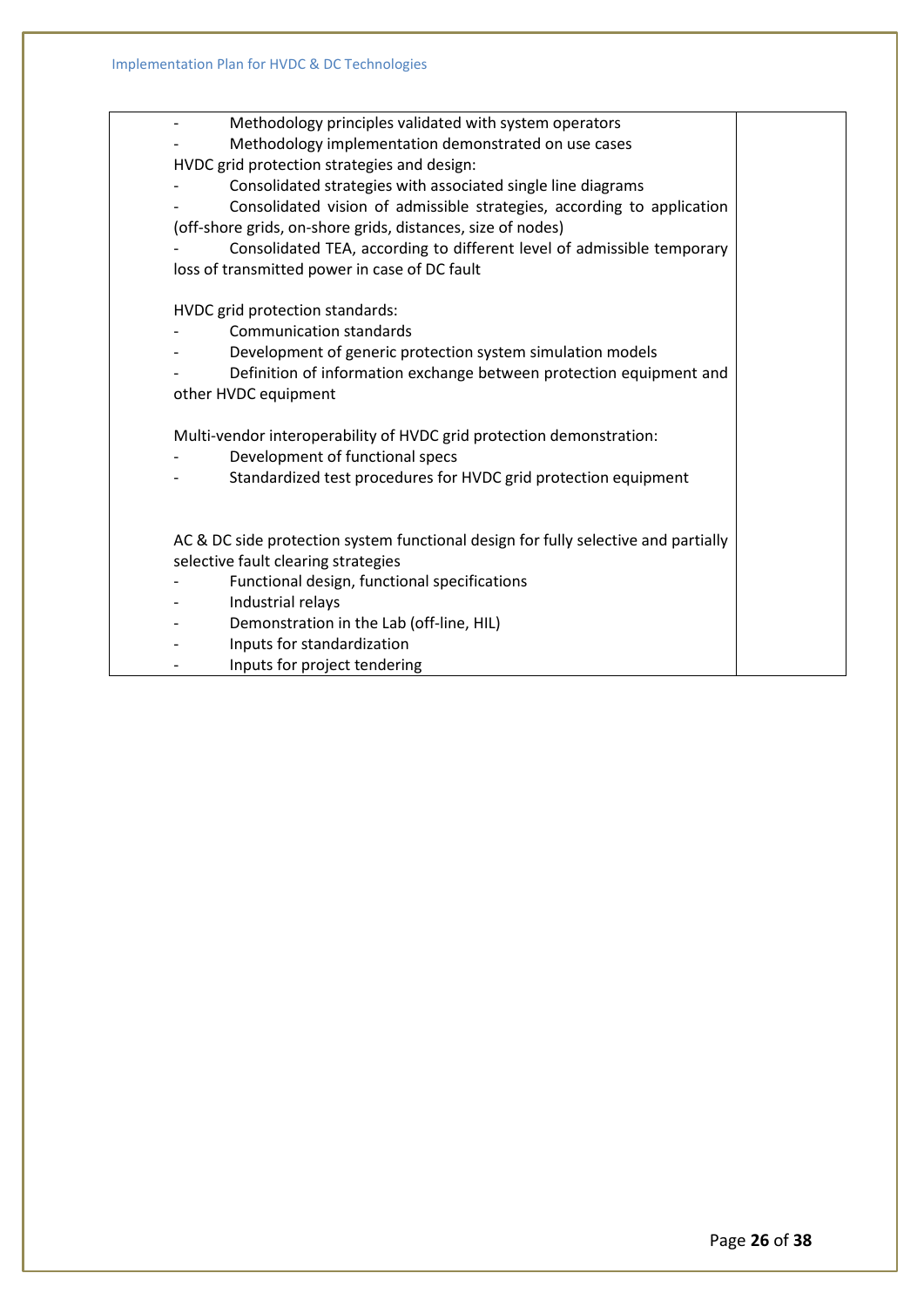| | |
|---|---|
| - Methodology principles validated with system operators<br>- Methodology implementation demonstrated on use cases<br>HVDC grid protection strategies and design:<br>- Consolidated strategies with associated single line diagrams<br>- Consolidated vision of admissible strategies, according to application (off-shore grids, on-shore grids, distances, size of nodes)<br>- Consolidated TEA, according to different level of admissible temporary loss of transmitted power in case of DC fault<br><br>HVDC grid protection standards:<br>- Communication standards<br>- Development of generic protection system simulation models<br>- Definition of information exchange between protection equipment and other HVDC equipment<br><br>Multi-vendor interoperability of HVDC grid protection demonstration:<br>- Development of functional specs<br>- Standardized test procedures for HVDC grid protection equipment<br><br>AC & DC side protection system functional design for fully selective and partially selective fault clearing strategies<br>- Functional design, functional specifications<br>- Industrial relays<br>- Demonstration in the Lab (off-line, HIL)<br>- Inputs for standardization<br>- Inputs for project tendering | |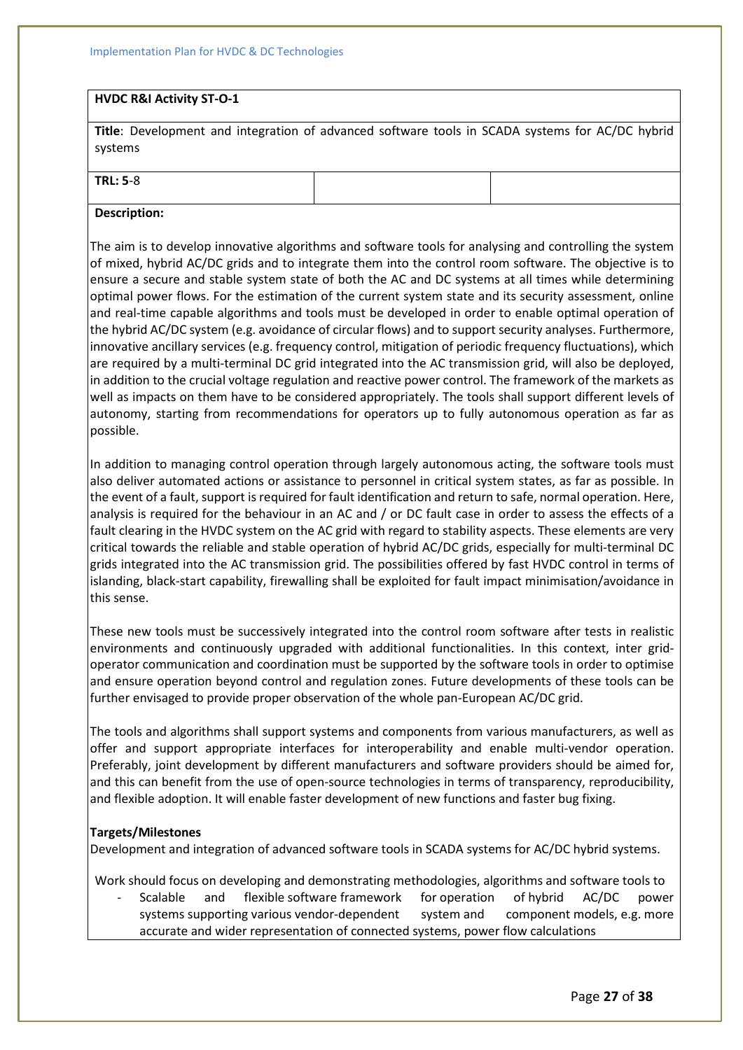| HVDC R&I Activity ST-O-1 | | |
|---|---|---|
| **Title**: Development and integration of advanced software tools in SCADA systems for AC/DC hybrid systems | | |
| **TRL: 5**-8 | | |

**Description:**

The aim is to develop innovative algorithms and software tools for analysing and controlling the system of mixed, hybrid AC/DC grids and to integrate them into the control room software. The objective is to ensure a secure and stable system state of both the AC and DC systems at all times while determining optimal power flows. For the estimation of the current system state and its security assessment, online and real-time capable algorithms and tools must be developed in order to enable optimal operation of the hybrid AC/DC system (e.g. avoidance of circular flows) and to support security analyses. Furthermore, innovative ancillary services (e.g. frequency control, mitigation of periodic frequency fluctuations), which are required by a multi-terminal DC grid integrated into the AC transmission grid, will also be deployed, in addition to the crucial voltage regulation and reactive power control. The framework of the markets as well as impacts on them have to be considered appropriately. The tools shall support different levels of autonomy, starting from recommendations for operators up to fully autonomous operation as far as possible.

In addition to managing control operation through largely autonomous acting, the software tools must also deliver automated actions or assistance to personnel in critical system states, as far as possible. In the event of a fault, support is required for fault identification and return to safe, normal operation. Here, analysis is required for the behaviour in an AC and / or DC fault case in order to assess the effects of a fault clearing in the HVDC system on the AC grid with regard to stability aspects. These elements are very critical towards the reliable and stable operation of hybrid AC/DC grids, especially for multi-terminal DC grids integrated into the AC transmission grid. The possibilities offered by fast HVDC control in terms of islanding, black-start capability, firewalling shall be exploited for fault impact minimisation/avoidance in this sense.

These new tools must be successively integrated into the control room software after tests in realistic environments and continuously upgraded with additional functionalities. In this context, inter grid-operator communication and coordination must be supported by the software tools in order to optimise and ensure operation beyond control and regulation zones. Future developments of these tools can be further envisaged to provide proper observation of the whole pan-European AC/DC grid.

The tools and algorithms shall support systems and components from various manufacturers, as well as offer and support appropriate interfaces for interoperability and enable multi-vendor operation. Preferably, joint development by different manufacturers and software providers should be aimed for, and this can benefit from the use of open-source technologies in terms of transparency, reproducibility, and flexible adoption. It will enable faster development of new functions and faster bug fixing.

**Targets/Milestones**

Development and integration of advanced software tools in SCADA systems for AC/DC hybrid systems.

Work should focus on developing and demonstrating methodologies, algorithms and software tools to

- Scalable and flexible software framework for operation of hybrid AC/DC power systems supporting various vendor-dependent system and component models, e.g. more accurate and wider representation of connected systems, power flow calculations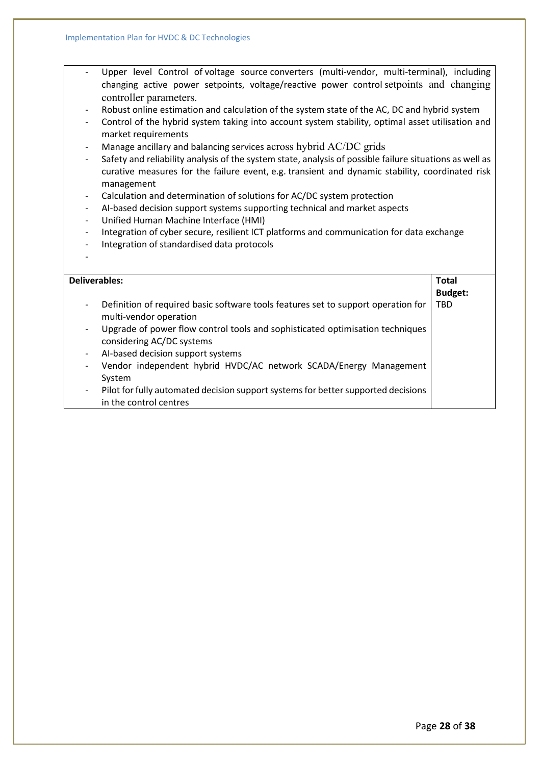- Upper level Control of voltage source converters (multi-vendor, multi-terminal), including changing active power setpoints, voltage/reactive power control setpoints and changing controller parameters.
- Robust online estimation and calculation of the system state of the AC, DC and hybrid system
- Control of the hybrid system taking into account system stability, optimal asset utilisation and market requirements
- Manage ancillary and balancing services across hybrid AC/DC grids
- Safety and reliability analysis of the system state, analysis of possible failure situations as well as curative measures for the failure event, e.g. transient and dynamic stability, coordinated risk management
- Calculation and determination of solutions for AC/DC system protection
- AI-based decision support systems supporting technical and market aspects
- Unified Human Machine Interface (HMI)
- Integration of cyber secure, resilient ICT platforms and communication for data exchange
- Integration of standardised data protocols
-

| Deliverables: | Total Budget: |
| --- | --- |
| - Definition of required basic software tools features set to support operation for multi-vendor operation<br>- Upgrade of power flow control tools and sophisticated optimisation techniques considering AC/DC systems<br>- AI-based decision support systems<br>- Vendor independent hybrid HVDC/AC network SCADA/Energy Management System<br>- Pilot for fully automated decision support systems for better supported decisions in the control centres | TBD |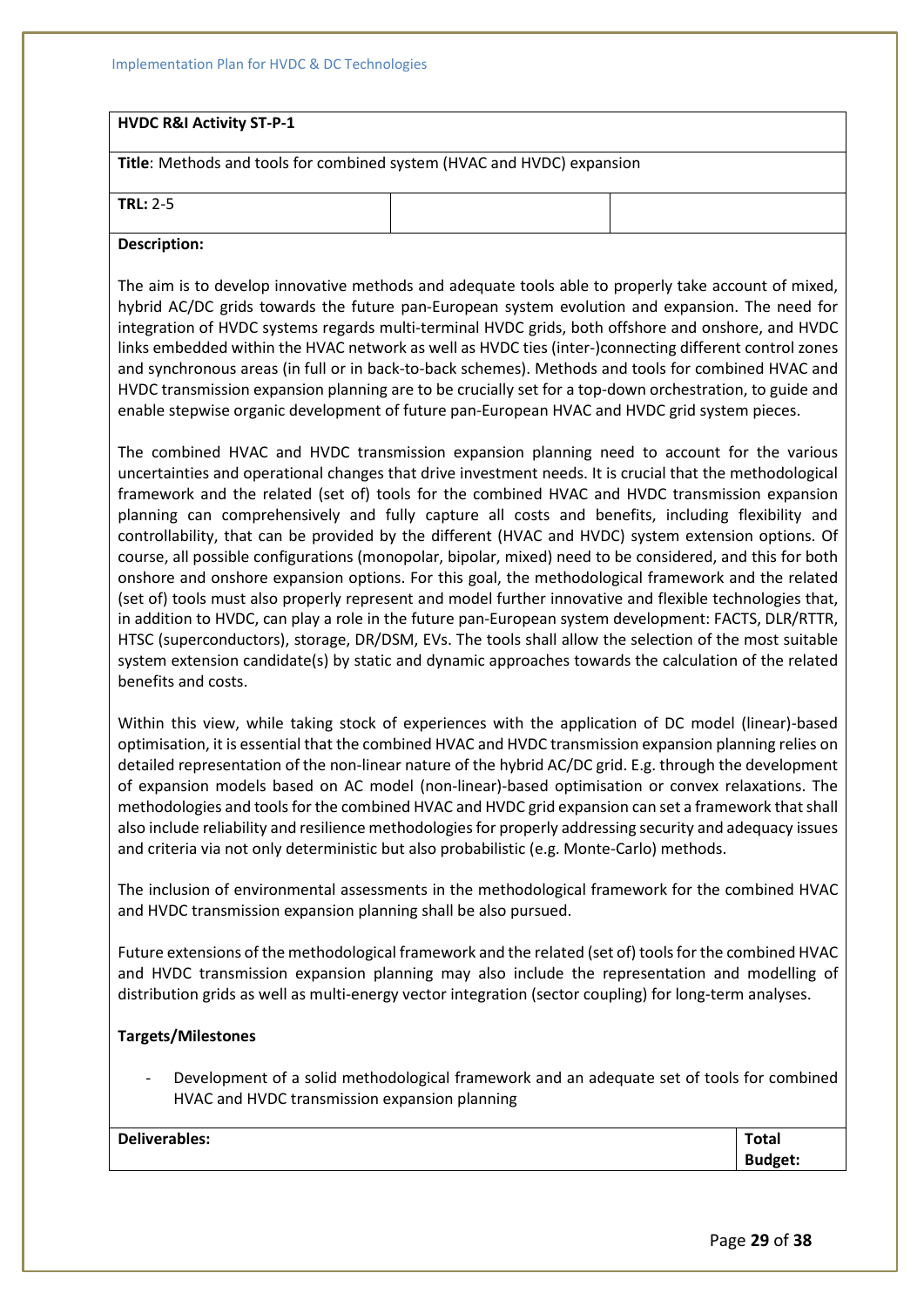| **HVDC R&I Activity ST-P-1** | | |
|---|---|---|
| **Title**: Methods and tools for combined system (HVAC and HVDC) expansion | | |
| **TRL:** 2-5 | | |

**Description:**

The aim is to develop innovative methods and adequate tools able to properly take account of mixed, hybrid AC/DC grids towards the future pan-European system evolution and expansion. The need for integration of HVDC systems regards multi-terminal HVDC grids, both offshore and onshore, and HVDC links embedded within the HVAC network as well as HVDC ties (inter-)connecting different control zones and synchronous areas (in full or in back-to-back schemes). Methods and tools for combined HVAC and HVDC transmission expansion planning are to be crucially set for a top-down orchestration, to guide and enable stepwise organic development of future pan-European HVAC and HVDC grid system pieces.

The combined HVAC and HVDC transmission expansion planning need to account for the various uncertainties and operational changes that drive investment needs. It is crucial that the methodological framework and the related (set of) tools for the combined HVAC and HVDC transmission expansion planning can comprehensively and fully capture all costs and benefits, including flexibility and controllability, that can be provided by the different (HVAC and HVDC) system extension options. Of course, all possible configurations (monopolar, bipolar, mixed) need to be considered, and this for both onshore and onshore expansion options. For this goal, the methodological framework and the related (set of) tools must also properly represent and model further innovative and flexible technologies that, in addition to HVDC, can play a role in the future pan-European system development: FACTS, DLR/RTTR, HTSC (superconductors), storage, DR/DSM, EVs. The tools shall allow the selection of the most suitable system extension candidate(s) by static and dynamic approaches towards the calculation of the related benefits and costs.

Within this view, while taking stock of experiences with the application of DC model (linear)-based optimisation, it is essential that the combined HVAC and HVDC transmission expansion planning relies on detailed representation of the non-linear nature of the hybrid AC/DC grid. E.g. through the development of expansion models based on AC model (non-linear)-based optimisation or convex relaxations. The methodologies and tools for the combined HVAC and HVDC grid expansion can set a framework that shall also include reliability and resilience methodologies for properly addressing security and adequacy issues and criteria via not only deterministic but also probabilistic (e.g. Monte-Carlo) methods.

The inclusion of environmental assessments in the methodological framework for the combined HVAC and HVDC transmission expansion planning shall be also pursued.

Future extensions of the methodological framework and the related (set of) tools for the combined HVAC and HVDC transmission expansion planning may also include the representation and modelling of distribution grids as well as multi-energy vector integration (sector coupling) for long-term analyses.

**Targets/Milestones**

- Development of a solid methodological framework and an adequate set of tools for combined HVAC and HVDC transmission expansion planning

| **Deliverables:** | **Total Budget:** |
|---|---|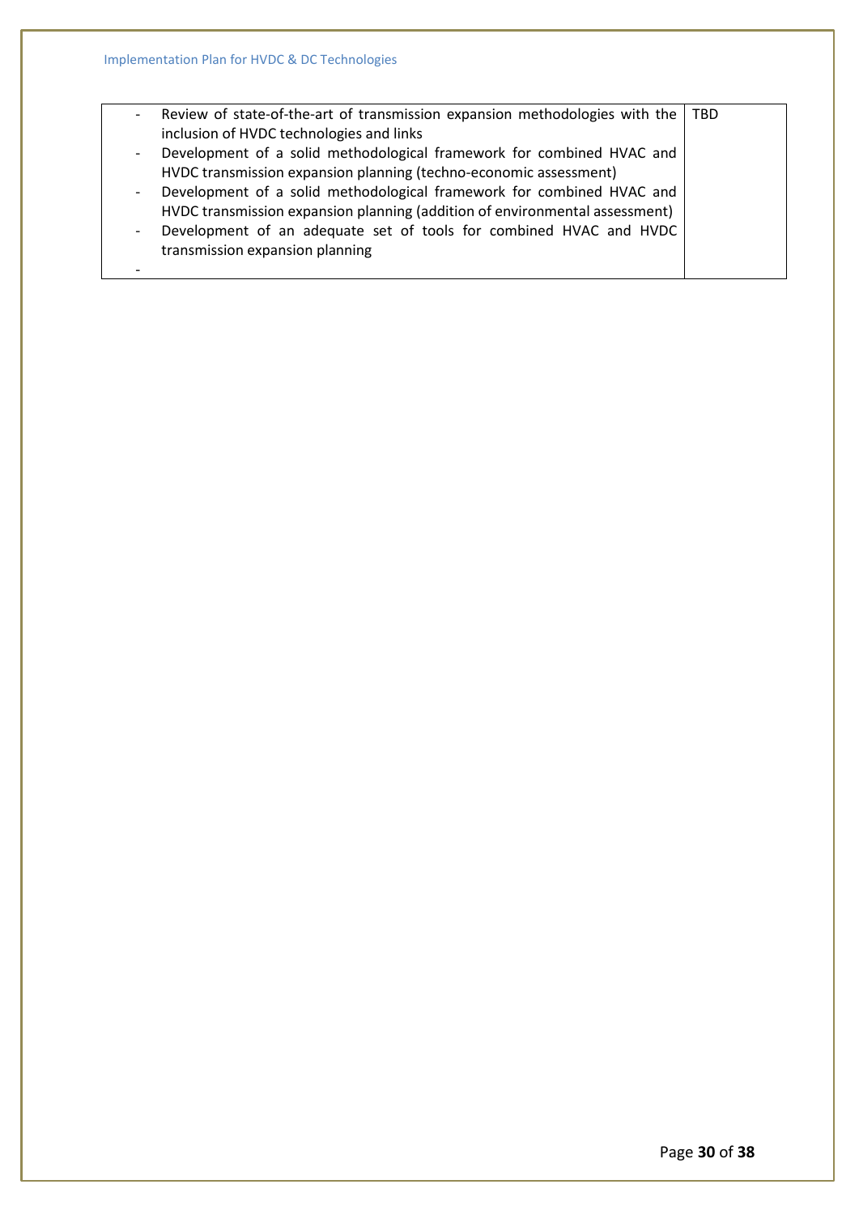| | |
|---|---|
| - Review of state-of-the-art of transmission expansion methodologies with the inclusion of HVDC technologies and links<br>- Development of a solid methodological framework for combined HVAC and HVDC transmission expansion planning (techno-economic assessment)<br>- Development of a solid methodological framework for combined HVAC and HVDC transmission expansion planning (addition of environmental assessment)<br>- Development of an adequate set of tools for combined HVAC and HVDC transmission expansion planning<br>- | TBD |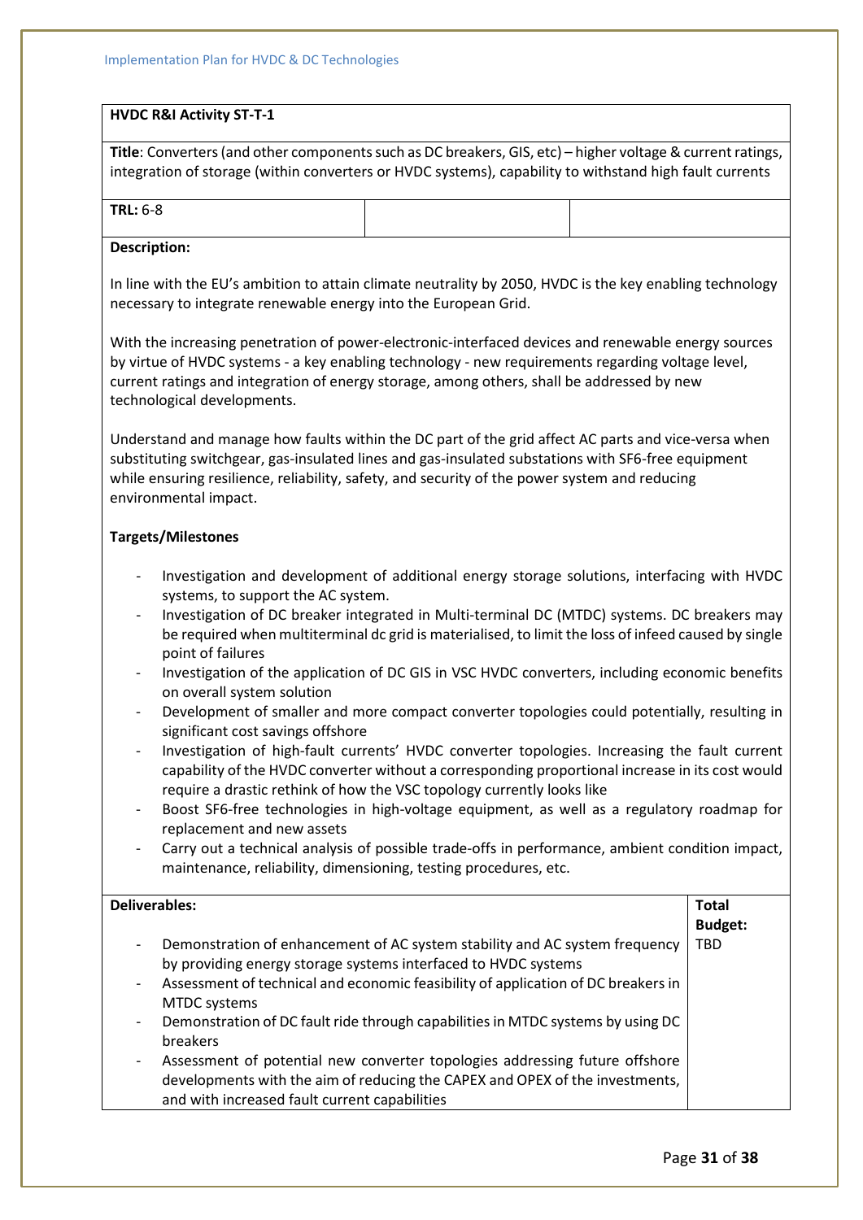**HVDC R&I Activity ST-T-1**

**Title**: Converters (and other components such as DC breakers, GIS, etc) – higher voltage & current ratings, integration of storage (within converters or HVDC systems), capability to withstand high fault currents

| **TRL:** 6-8 | | |
|---|---|---|

**Description:**

In line with the EU's ambition to attain climate neutrality by 2050, HVDC is the key enabling technology necessary to integrate renewable energy into the European Grid.

With the increasing penetration of power-electronic-interfaced devices and renewable energy sources by virtue of HVDC systems - a key enabling technology - new requirements regarding voltage level, current ratings and integration of energy storage, among others, shall be addressed by new technological developments.

Understand and manage how faults within the DC part of the grid affect AC parts and vice-versa when substituting switchgear, gas-insulated lines and gas-insulated substations with SF6-free equipment while ensuring resilience, reliability, safety, and security of the power system and reducing environmental impact.

**Targets/Milestones**

- Investigation and development of additional energy storage solutions, interfacing with HVDC systems, to support the AC system.
- Investigation of DC breaker integrated in Multi-terminal DC (MTDC) systems. DC breakers may be required when multiterminal dc grid is materialised, to limit the loss of infeed caused by single point of failures
- Investigation of the application of DC GIS in VSC HVDC converters, including economic benefits on overall system solution
- Development of smaller and more compact converter topologies could potentially, resulting in significant cost savings offshore
- Investigation of high-fault currents' HVDC converter topologies. Increasing the fault current capability of the HVDC converter without a corresponding proportional increase in its cost would require a drastic rethink of how the VSC topology currently looks like
- Boost SF6-free technologies in high-voltage equipment, as well as a regulatory roadmap for replacement and new assets
- Carry out a technical analysis of possible trade-offs in performance, ambient condition impact, maintenance, reliability, dimensioning, testing procedures, etc.

| **Deliverables:** | **Total Budget:** |
|---|---|
| - Demonstration of enhancement of AC system stability and AC system frequency by providing energy storage systems interfaced to HVDC systems<br>- Assessment of technical and economic feasibility of application of DC breakers in MTDC systems<br>- Demonstration of DC fault ride through capabilities in MTDC systems by using DC breakers<br>- Assessment of potential new converter topologies addressing future offshore developments with the aim of reducing the CAPEX and OPEX of the investments, and with increased fault current capabilities | TBD |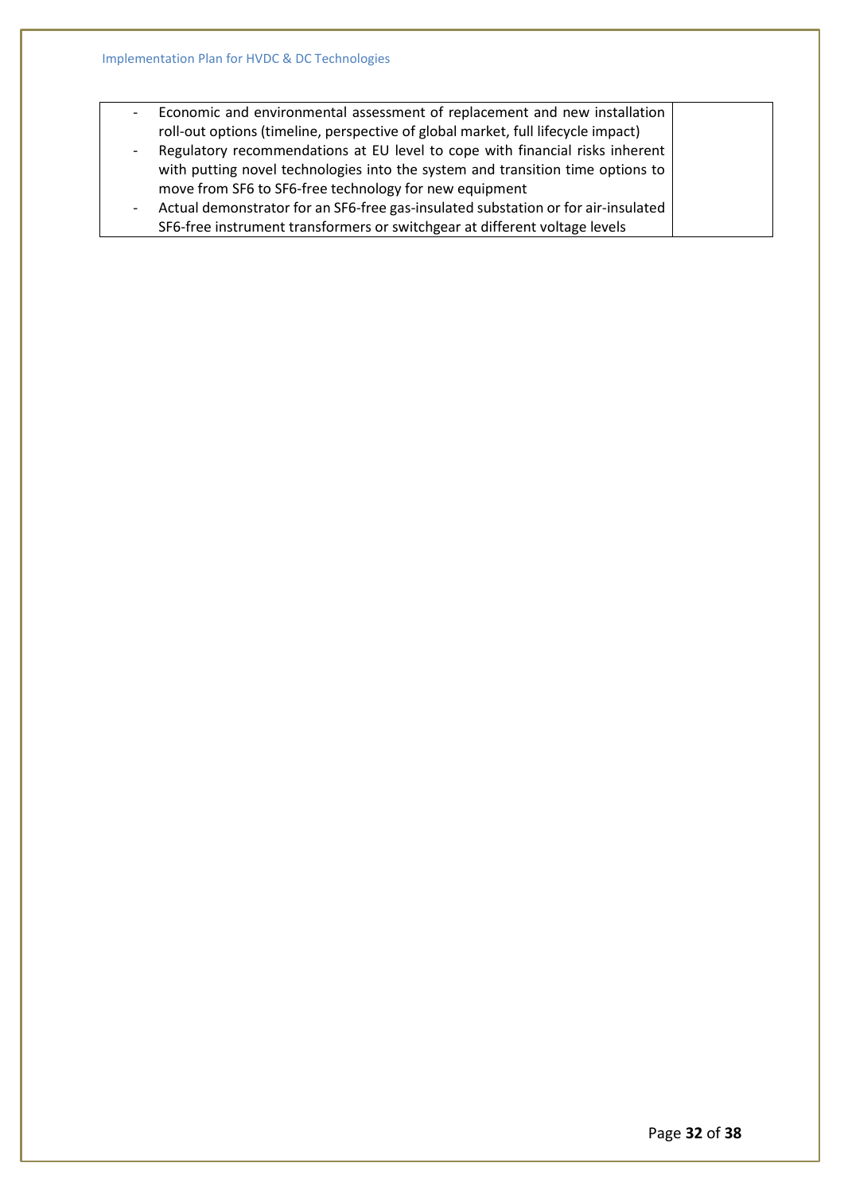| | |
|---|---|
| - Economic and environmental assessment of replacement and new installation roll-out options (timeline, perspective of global market, full lifecycle impact)<br>- Regulatory recommendations at EU level to cope with financial risks inherent with putting novel technologies into the system and transition time options to move from SF6 to SF6-free technology for new equipment<br>- Actual demonstrator for an SF6-free gas-insulated substation or for air-insulated SF6-free instrument transformers or switchgear at different voltage levels | |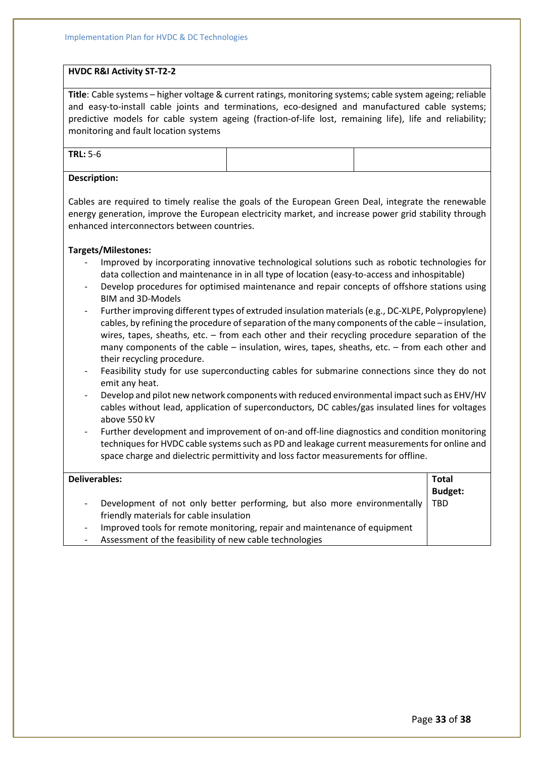**HVDC R&I Activity ST-T2-2**

**Title**: Cable systems – higher voltage & current ratings, monitoring systems; cable system ageing; reliable and easy-to-install cable joints and terminations, eco-designed and manufactured cable systems; predictive models for cable system ageing (fraction-of-life lost, remaining life), life and reliability; monitoring and fault location systems

| **TRL:** 5-6 | | |
|---|---|---|

**Description:**

Cables are required to timely realise the goals of the European Green Deal, integrate the renewable energy generation, improve the European electricity market, and increase power grid stability through enhanced interconnectors between countries.

**Targets/Milestones:**

- Improved by incorporating innovative technological solutions such as robotic technologies for data collection and maintenance in in all type of location (easy-to-access and inhospitable)
- Develop procedures for optimised maintenance and repair concepts of offshore stations using BIM and 3D-Models
- Further improving different types of extruded insulation materials (e.g., DC-XLPE, Polypropylene) cables, by refining the procedure of separation of the many components of the cable – insulation, wires, tapes, sheaths, etc. – from each other and their recycling procedure separation of the many components of the cable – insulation, wires, tapes, sheaths, etc. – from each other and their recycling procedure.
- Feasibility study for use superconducting cables for submarine connections since they do not emit any heat.
- Develop and pilot new network components with reduced environmental impact such as EHV/HV cables without lead, application of superconductors, DC cables/gas insulated lines for voltages above 550 kV
- Further development and improvement of on-and off-line diagnostics and condition monitoring techniques for HVDC cable systems such as PD and leakage current measurements for online and space charge and dielectric permittivity and loss factor measurements for offline.

| **Deliverables:** | **Total Budget:** |
|---|---|
| - Development of not only better performing, but also more environmentally friendly materials for cable insulation<br>- Improved tools for remote monitoring, repair and maintenance of equipment<br>- Assessment of the feasibility of new cable technologies | TBD |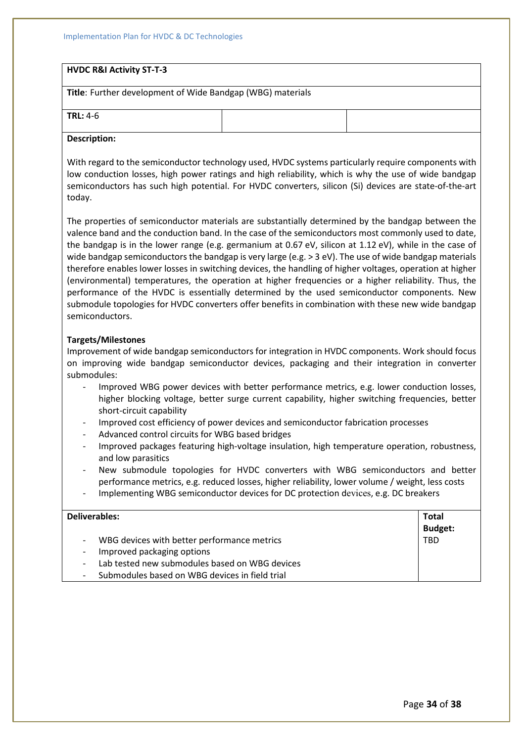| HVDC R&I Activity ST-T-3 | | |
|---|---|---|
| **Title**: Further development of Wide Bandgap (WBG) materials | | |
| **TRL:** 4-6 | | |

**Description:**

With regard to the semiconductor technology used, HVDC systems particularly require components with low conduction losses, high power ratings and high reliability, which is why the use of wide bandgap semiconductors has such high potential. For HVDC converters, silicon (Si) devices are state-of-the-art today.

The properties of semiconductor materials are substantially determined by the bandgap between the valence band and the conduction band. In the case of the semiconductors most commonly used to date, the bandgap is in the lower range (e.g. germanium at 0.67 eV, silicon at 1.12 eV), while in the case of wide bandgap semiconductors the bandgap is very large (e.g. > 3 eV). The use of wide bandgap materials therefore enables lower losses in switching devices, the handling of higher voltages, operation at higher (environmental) temperatures, the operation at higher frequencies or a higher reliability. Thus, the performance of the HVDC is essentially determined by the used semiconductor components. New submodule topologies for HVDC converters offer benefits in combination with these new wide bandgap semiconductors.

**Targets/Milestones**

Improvement of wide bandgap semiconductors for integration in HVDC components. Work should focus on improving wide bandgap semiconductor devices, packaging and their integration in converter submodules:

- Improved WBG power devices with better performance metrics, e.g. lower conduction losses, higher blocking voltage, better surge current capability, higher switching frequencies, better short-circuit capability
- Improved cost efficiency of power devices and semiconductor fabrication processes
- Advanced control circuits for WBG based bridges
- Improved packages featuring high-voltage insulation, high temperature operation, robustness, and low parasitics
- New submodule topologies for HVDC converters with WBG semiconductors and better performance metrics, e.g. reduced losses, higher reliability, lower volume / weight, less costs
- Implementing WBG semiconductor devices for DC protection devices, e.g. DC breakers

| **Deliverables:** | **Total Budget:** |
|---|---|
| - WBG devices with better performance metrics<br>- Improved packaging options<br>- Lab tested new submodules based on WBG devices<br>- Submodules based on WBG devices in field trial | TBD |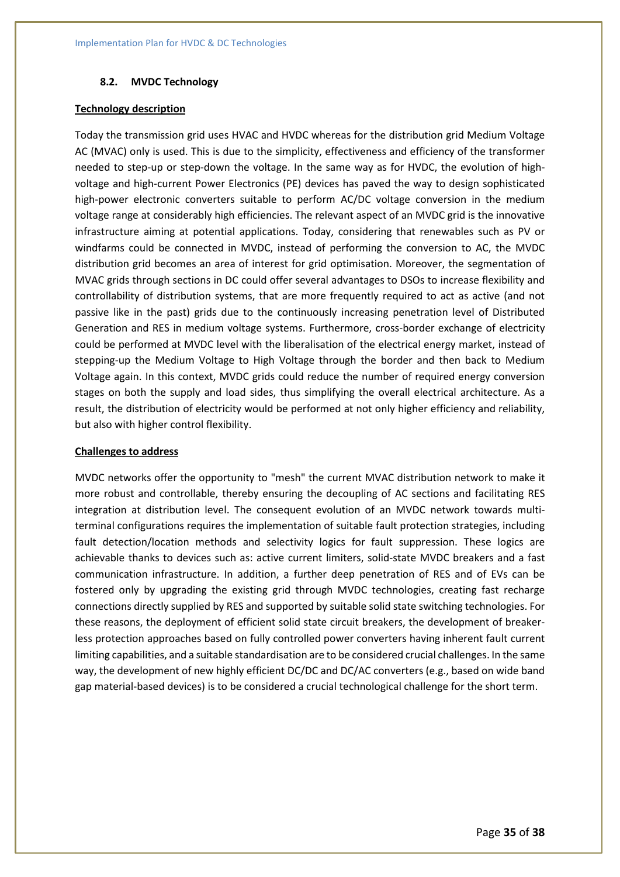### 8.2. MVDC Technology

**Technology description**

Today the transmission grid uses HVAC and HVDC whereas for the distribution grid Medium Voltage AC (MVAC) only is used. This is due to the simplicity, effectiveness and efficiency of the transformer needed to step-up or step-down the voltage. In the same way as for HVDC, the evolution of high-voltage and high-current Power Electronics (PE) devices has paved the way to design sophisticated high-power electronic converters suitable to perform AC/DC voltage conversion in the medium voltage range at considerably high efficiencies. The relevant aspect of an MVDC grid is the innovative infrastructure aiming at potential applications. Today, considering that renewables such as PV or windfarms could be connected in MVDC, instead of performing the conversion to AC, the MVDC distribution grid becomes an area of interest for grid optimisation. Moreover, the segmentation of MVAC grids through sections in DC could offer several advantages to DSOs to increase flexibility and controllability of distribution systems, that are more frequently required to act as active (and not passive like in the past) grids due to the continuously increasing penetration level of Distributed Generation and RES in medium voltage systems. Furthermore, cross-border exchange of electricity could be performed at MVDC level with the liberalisation of the electrical energy market, instead of stepping-up the Medium Voltage to High Voltage through the border and then back to Medium Voltage again. In this context, MVDC grids could reduce the number of required energy conversion stages on both the supply and load sides, thus simplifying the overall electrical architecture. As a result, the distribution of electricity would be performed at not only higher efficiency and reliability, but also with higher control flexibility.

**Challenges to address**

MVDC networks offer the opportunity to "mesh" the current MVAC distribution network to make it more robust and controllable, thereby ensuring the decoupling of AC sections and facilitating RES integration at distribution level. The consequent evolution of an MVDC network towards multi-terminal configurations requires the implementation of suitable fault protection strategies, including fault detection/location methods and selectivity logics for fault suppression. These logics are achievable thanks to devices such as: active current limiters, solid-state MVDC breakers and a fast communication infrastructure. In addition, a further deep penetration of RES and of EVs can be fostered only by upgrading the existing grid through MVDC technologies, creating fast recharge connections directly supplied by RES and supported by suitable solid state switching technologies. For these reasons, the deployment of efficient solid state circuit breakers, the development of breaker-less protection approaches based on fully controlled power converters having inherent fault current limiting capabilities, and a suitable standardisation are to be considered crucial challenges. In the same way, the development of new highly efficient DC/DC and DC/AC converters (e.g., based on wide band gap material-based devices) is to be considered a crucial technological challenge for the short term.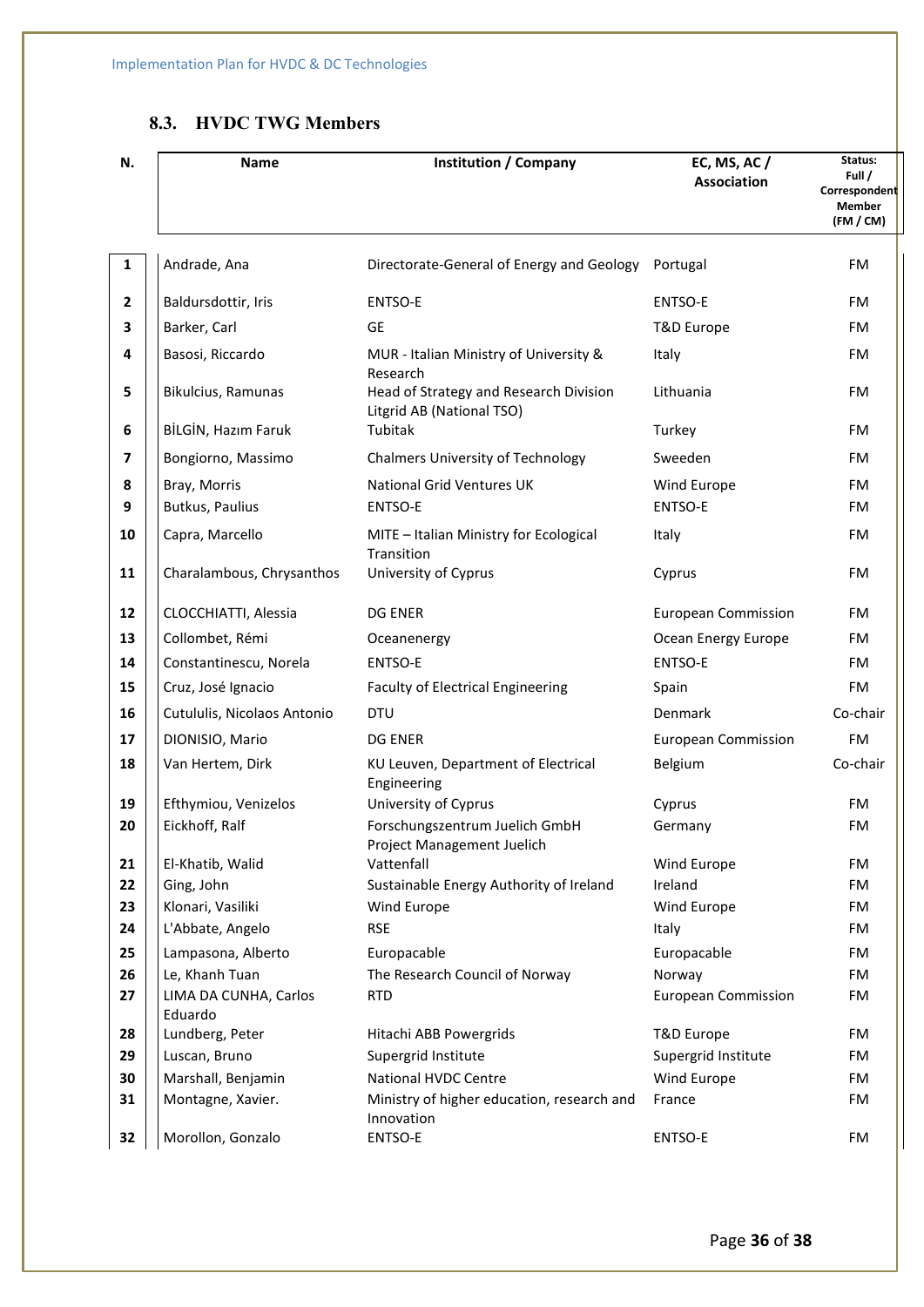### 8.3. HVDC TWG Members

| N. | Name | Institution / Company | EC, MS, AC / Association | Status: Full / Correspondent Member (FM / CM) |
|---|---|---|---|---|
| 1 | Andrade, Ana | Directorate-General of Energy and Geology | Portugal | FM |
| 2 | Baldursdottir, Iris | ENTSO-E | ENTSO-E | FM |
| 3 | Barker, Carl | GE | T&D Europe | FM |
| 4 | Basosi, Riccardo | MUR - Italian Ministry of University & Research | Italy | FM |
| 5 | Bikulcius, Ramunas | Head of Strategy and Research Division Litgrid AB (National TSO) | Lithuania | FM |
| 6 | BİLGİN, Hazım Faruk | Tubitak | Turkey | FM |
| 7 | Bongiorno, Massimo | Chalmers University of Technology | Sweeden | FM |
| 8 | Bray, Morris | National Grid Ventures UK | Wind Europe | FM |
| 9 | Butkus, Paulius | ENTSO-E | ENTSO-E | FM |
| 10 | Capra, Marcello | MITE – Italian Ministry for Ecological Transition | Italy | FM |
| 11 | Charalambous, Chrysanthos | University of Cyprus | Cyprus | FM |
| 12 | CLOCCHIATTI, Alessia | DG ENER | European Commission | FM |
| 13 | Collombet, Rémi | Oceanenergy | Ocean Energy Europe | FM |
| 14 | Constantinescu, Norela | ENTSO-E | ENTSO-E | FM |
| 15 | Cruz, José Ignacio | Faculty of Electrical Engineering | Spain | FM |
| 16 | Cutululis, Nicolaos Antonio | DTU | Denmark | Co-chair |
| 17 | DIONISIO, Mario | DG ENER | European Commission | FM |
| 18 | Van Hertem, Dirk | KU Leuven, Department of Electrical Engineering | Belgium | Co-chair |
| 19 | Efthymiou, Venizelos | University of Cyprus | Cyprus | FM |
| 20 | Eickhoff, Ralf | Forschungszentrum Juelich GmbH Project Management Juelich | Germany | FM |
| 21 | El-Khatib, Walid | Vattenfall | Wind Europe | FM |
| 22 | Ging, John | Sustainable Energy Authority of Ireland | Ireland | FM |
| 23 | Klonari, Vasiliki | Wind Europe | Wind Europe | FM |
| 24 | L'Abbate, Angelo | RSE | Italy | FM |
| 25 | Lampasona, Alberto | Europacable | Europacable | FM |
| 26 | Le, Khanh Tuan | The Research Council of Norway | Norway | FM |
| 27 | LIMA DA CUNHA, Carlos Eduardo | RTD | European Commission | FM |
| 28 | Lundberg, Peter | Hitachi ABB Powergrids | T&D Europe | FM |
| 29 | Luscan, Bruno | Supergrid Institute | Supergrid Institute | FM |
| 30 | Marshall, Benjamin | National HVDC Centre | Wind Europe | FM |
| 31 | Montagne, Xavier. | Ministry of higher education, research and Innovation | France | FM |
| 32 | Morollon, Gonzalo | ENTSO-E | ENTSO-E | FM |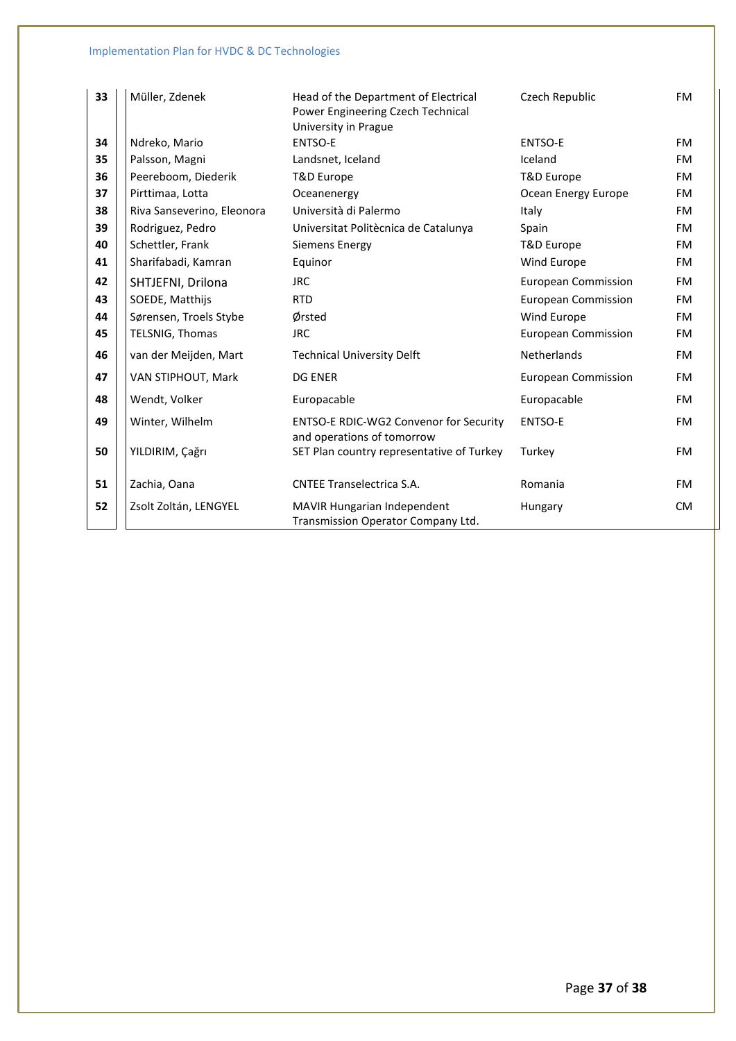| | | | | |
|---|---|---|---|---|
| **33** | Müller, Zdenek | Head of the Department of Electrical Power Engineering Czech Technical University in Prague | Czech Republic | FM |
| **34** | Ndreko, Mario | ENTSO-E | ENTSO-E | FM |
| **35** | Palsson, Magni | Landsnet, Iceland | Iceland | FM |
| **36** | Peereboom, Diederik | T&D Europe | T&D Europe | FM |
| **37** | Pirttimaa, Lotta | Oceanenergy | Ocean Energy Europe | FM |
| **38** | Riva Sanseverino, Eleonora | Università di Palermo | Italy | FM |
| **39** | Rodriguez, Pedro | Universitat Politècnica de Catalunya | Spain | FM |
| **40** | Schettler, Frank | Siemens Energy | T&D Europe | FM |
| **41** | Sharifabadi, Kamran | Equinor | Wind Europe | FM |
| **42** | SHTJEFNI, Drilona | JRC | European Commission | FM |
| **43** | SOEDE, Matthijs | RTD | European Commission | FM |
| **44** | Sørensen, Troels Stybe | Ørsted | Wind Europe | FM |
| **45** | TELSNIG, Thomas | JRC | European Commission | FM |
| **46** | van der Meijden, Mart | Technical University Delft | Netherlands | FM |
| **47** | VAN STIPHOUT, Mark | DG ENER | European Commission | FM |
| **48** | Wendt, Volker | Europacable | Europacable | FM |
| **49** | Winter, Wilhelm | ENTSO-E RDIC-WG2 Convenor for Security and operations of tomorrow | ENTSO-E | FM |
| **50** | YILDIRIM, Çağrı | SET Plan country representative of Turkey | Turkey | FM |
| **51** | Zachia, Oana | CNTEE Transelectrica S.A. | Romania | FM |
| **52** | Zsolt Zoltán, LENGYEL | MAVIR Hungarian Independent Transmission Operator Company Ltd. | Hungary | CM |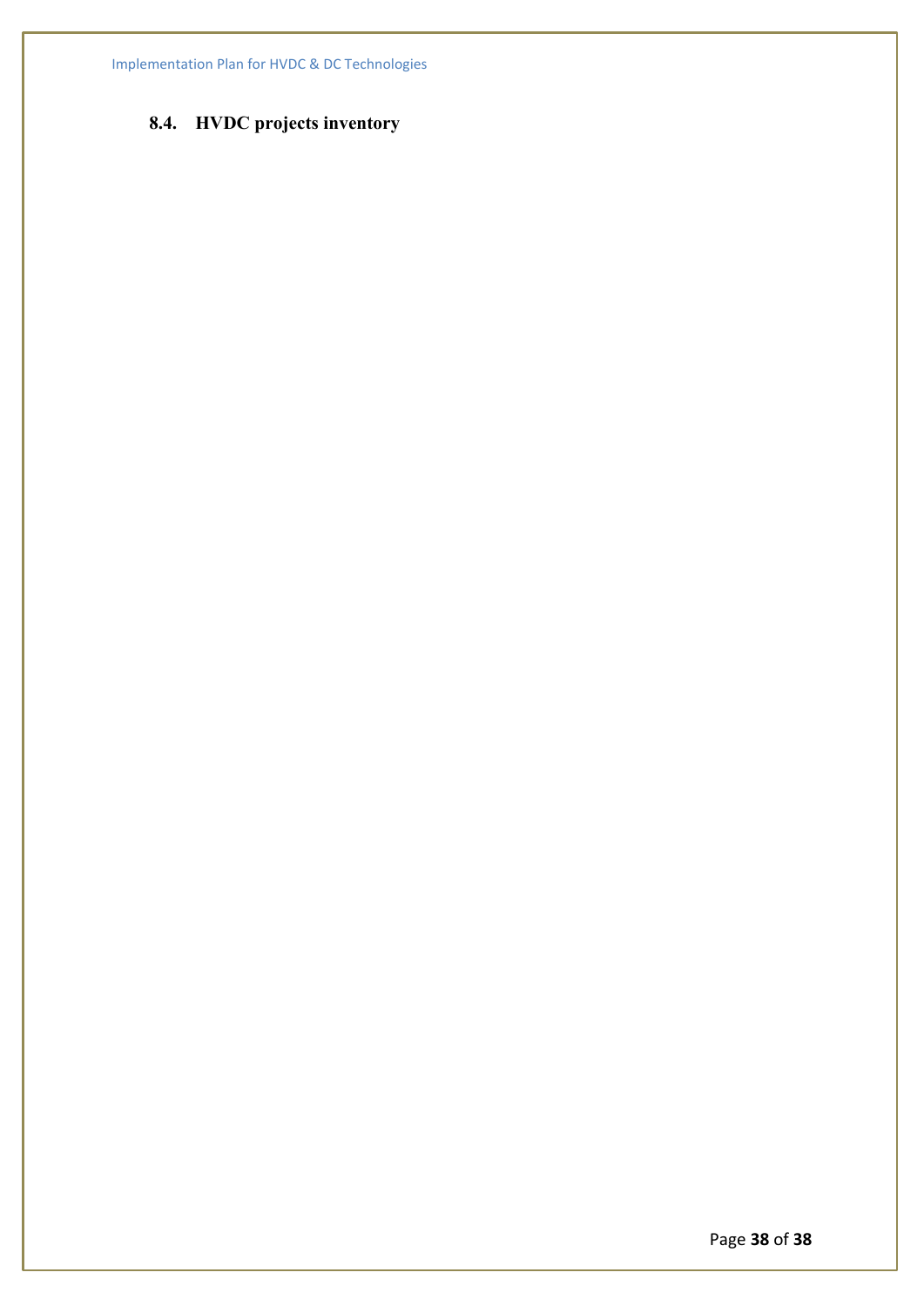### 8.4. HVDC projects inventory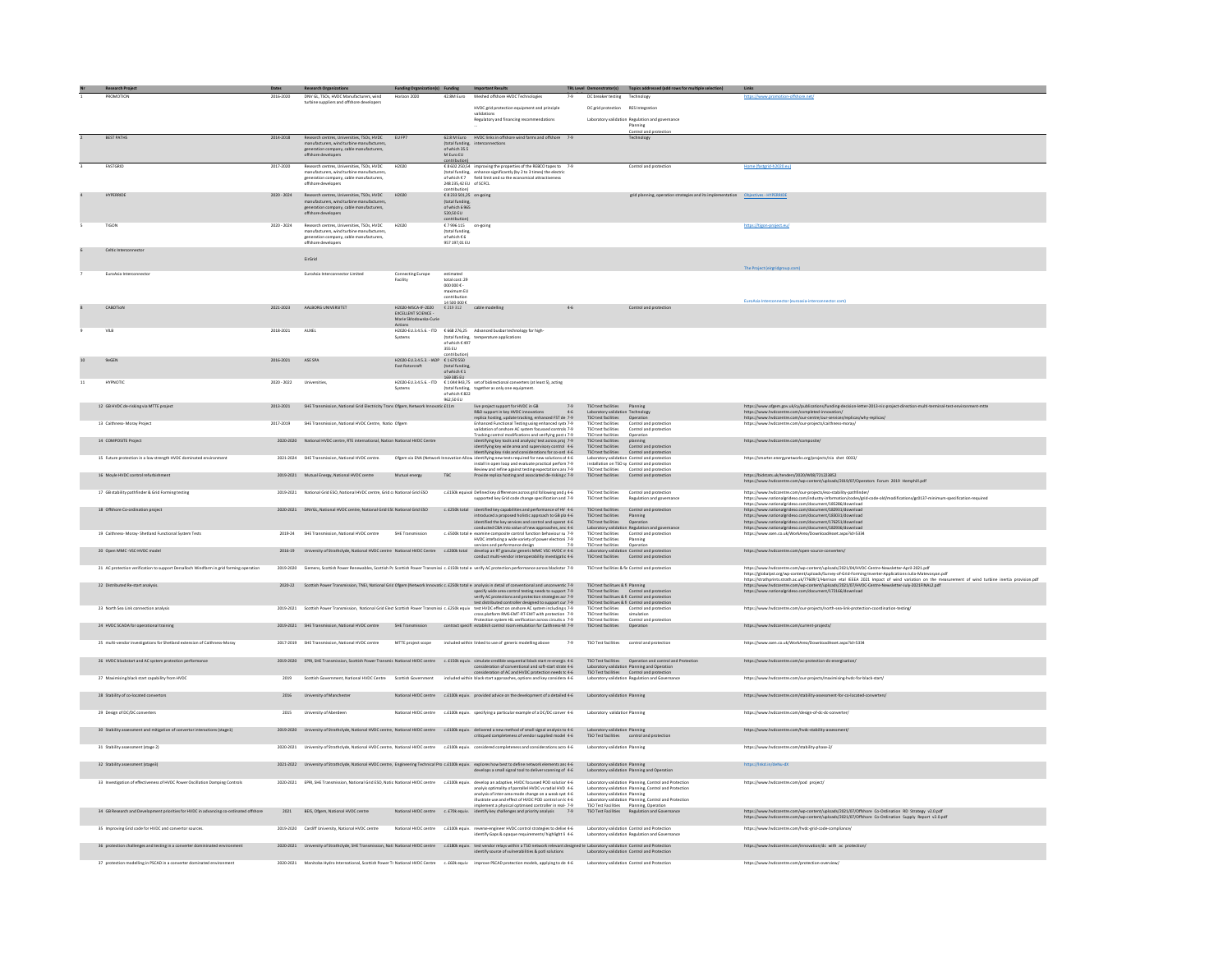| Nr | Research Project | Dates | Research Organizations | Funding Organization(s) | Funding | Important Results | TRL Level | Demonstrator(s) | Topics addressed (add rows for multiple selection) | Links |
|---|---|---|---|---|---|---|---|---|---|---|
| 1 | PROMOTION | 2016-2020 | DNV GL, TSOs, HVDC Manufacturers, wind turbine suppliers and offshore developers | Horizon 2020 | 42.8M Euro | Meshed offshore HVDC Technologies | 7-9 | DC breaker testing | Technology | https://www.promotion-offshore.net/ |
| | | | | | | HVDC grid protection equipment and principle validations | | DC grid protection | RES integration | |
| | | | | | | Regulatory and financing recommendations | | Laboratory validation | Regulation and governance | |
| | | | | | | | | | Planning | |
| | | | | | | | | | Control and protection | |
| 2 | BEST PATHS | 2014-2018 | Research centres, Universities, TSOs, HVDC manufacturers, wind turbine manufacturers, generation company, cable manufacturers, offshore developers | EU FP7 | 62.8 M Euro (total funding, of which 35.5 M Euro EU contribution) | HVDC links in offshore wind farms and offshore interconnections | 7-9 | | Technology | |
| 3 | FASTGRID | 2017-2020 | Research centres, Universities, TSOs, HVDC manufacturers, wind turbine manufacturers, generation company, cable manufacturers, offshore developers | H2020 | € 8 602 250,54 (total funding, of which € 7 248 235,42 EU contribution) | Improving the properties of the REBCO tapes to enhance significantly (by 2 to 3 times) the electric field limit and so the economical attractiveness of SCFCL | 7-9 | | Control and protection | Home (fastgrid-h2020.eu) |
| 4 | HYPERRIDE | 2020 - 2024 | Research centres, Universities, TSOs, HVDC manufacturers, wind turbine manufacturers, generation company, cable manufacturers, offshore developers | H2020 | € 8 233 501,25 (total funding, of which 6 965 520,50 EU contribution) | on-going | | | grid planning, operation strategies and its implementation | Objectives - HYPERRIDE |
| 5 | TIGON | 2020 - 2024 | Research centres, Universities, TSOs, HVDC manufacturers, wind turbine manufacturers, generation company, cable manufacturers, offshore developers | H2020 | € 7 996 115 (total funding, of which € 6 957 197,01 EU | on-going | | | | https://tigon-project.eu/ |
| 6 | Celtic Interconnector | | EirGrid | | | | | | | The Project (eirgridgroup.com) |
| 7 | EuroAsia Interconnector | | EuroAsia Interconnector Limited | Connecting Europe Facility | estimated total cost: 29 000 000 € - maximum EU contribution 14 500 000 € | | | | | EuroAsia Interconnector (euroasia-interconnector.com) |
| 8 | CABOTioN | 2021-2023 | AALBORG UNIVERSITET | H2020-MSCA-IF-2020 EXCELLENT SCIENCE - Marie Skłodowska-Curie Actions | € 219 312 | cable modelling | 4-6 | | Control and protection | |
| 9 | VRLB | 2018-2021 | AUXEL | H2020-EU.3.4.5.6. - ITD Systems | € 668 276,25 (total funding, of which € 497 355 EU contribution) | Advanced busbar technology for high-temperature applications | | | | |
| 10 | NeGEN | 2016-2021 | ASE SPA | H2020-EU.3.4.5.3. - IADP Fast Rotorcraft | € 1 670 550 (total funding, of which € 1 169 385 EU | | | | | |
| 11 | HYPNOTIC | 2020 - 2022 | Universities, | H2020-EU.3.4.5.6. - ITD Systems | € 1 044 943,75 (total funding, of which € 822 962,50 EU | set of bidirectional converters (at least 3), acting together as only one equipment. | | | | |
| 12 | GB HVDC de-risking via MTTE project | 2013-2021 | SHE Transmission, National Grid Electricity Trans Ofgem, Network Innovatic £11m | | | live project support for HVDC in GB | 7-9 | TSO test facilities | Planning | https://www.ofgem.gov.uk/ca/publications/funding-decision-letter-2013-nic-project-direction-multi-terminal-test-environment-mtte |
| | | | | | | R&D support in key HVDC innovations | 4-6 | Laboratory validation | Technology | https://www.hvdccentre.com/wp-content/uploads/2019/10/completed-innovation/ |
| | | | | | | replica hosting, update tracking, enhanced FST & | 7-9 | TSO test facilities | Operation | https://www.hvdccentre.com/our-centre/our-services/replicas/why-replicas/ |
| 13 | Caithness- Moray Project | 2017-2019 | SHE Transmission, National HVDC Centre, Ngtio Ofgem | | | Enhanced Functional Testing using enhanced syst | 7-9 | TSO test facilities | Control and protection | https://www.hvdccentre.com/our-projects/caithness-moray/ |
| | | | | | | validation of onshore AC system focussed controls | 7-9 | TSO test facilities | Control and protection | |
| | | | | | | Tracking control modifications and verifying post c | 7-9 | TSO test facilities | Operation | |
| 14 | COMPOSITE Project | 2020-2020 | National HVDC centre, RTE international, Nation National HVDC Centre | | | identifying key tools and analysis/ test across proj | 7-9 | TSO test facilities | planning | https://www.hvdccentre.com/composite/ |
| | | | | | | identifying key wide area and supervisory control | 4-6 | TSO test facilities | Control and protection | |
| | | | | | | identifying key risks and considerations for co-ord | 4-6 | TSO test facilities | Control and protection | |
| 15 | Future protection in a low strength HVDC dominated environment | 2021-2024 | SHE Transmission, National HVDC centre | Ofgem via ENA (Network Innovation Allow | | identifying new tests required for new solutions of | 4-6 | Laboratory validation | Control and protection | https://smarter.energynetworks.org/projects/nia_sheet_0033/ |
| | | | | | | install in open loop and evaluate practical perform | 7-9 | installation on TSO sy | Control and protection | |
| | | | | | | Review and refine against testing expectations and | 7-9 | TSO test facilities | Control and protection | |
| 16 | Moyle HVDC control refurbishment | 2019-2021 | Mutual Energy, National HVDC centre | Mutual energy | TBC | Provide replica hosting and associated de-risking c | 7-9 | TSO test facilities | Control and protection | https://bidstats.uk/tenders/2020/W48/721223852 https://www.hvdccentre.com/wp-content/uploads/2019/07/Operators_Forum_2019_Hemphill.pdf |
| 17 | GB stability pathfinder & Grid Forming testing | 2019-2021 | National Grid ESO, National HVDC centre, Grid cc National Grid ESO | | c.£150k equival | Defined key differences across grid following and g | 4-6 | TSO test facilities | Control and protection | https://www.hvdccentre.com/our-projects/eso-stability-pathfinder/ |
| | | | | | | supported key Grid code change specification and | 7-9 | TSO test facilities | Regulation and governance | https://www.nationalgrideso.com/industry-information/codes/grid-code-old/modifications/gc0137-minimum-specification-required https://www.nationalgrideso.com/document/185206/download |
| 18 | Offshore Co-ordination project | 2020-2021 | DNVGL, National HVDC centre, National Grid ESC National Grid ESO | | c. £250k total | identified key capabilities and performance of HV | 4-6 | TSO test facilities | Control and protection | https://www.nationalgrideso.com/document/182931/download |
| | | | | | | introduced a proposed holistic approach to GB pla | 4-6 | TSO test facilities | Planning | https://www.nationalgrideso.com/document/183031/download |
| | | | | | | identified the key services and control and operat | 4-6 | TSO test facilities | Operation | https://www.nationalgrideso.com/document/176251/download |
| | | | | | | conducted CBA into value of new approaches, anc | 4-6 | Laboratory validation | Regulation and governance | https://www.nationalgrideso.com/document/182936/download |
| 19 | Caithness- Moray- Shetland Functional System Tests | 2019-24 | SHE Transmission, National HVDC centre | SHE Transmission | c. £500k total e | examine composite control function behaviour su | 7-9 | TSO test facilities | Control and protection | https://www.ssen.co.uk/WorkArea/DownloadAsset.aspx?id=5334 |
| | | | | | | HVDC interfacing a wide variety of power electroni | 7-9 | TSO test facilities | Planning | |
| | | | | | | services and performance design | 7-9 | TSO test facilities | Operation | |
| 20 | Open- MMC -VSC-HVDC model | 2016-19 | University of Strathclyde, National HVDC centre | National HVDC Centre | c.£200k total | develop an RT granular generic MMC VSC-HVDC n | 4-6 | Laboratory validation | Control and protection | https://www.hvdccentre.com/open-source-converters/ |
| | | | | | | conduct multi-vendor interoperability investigatic | 4-6 | TSO test facilities | Control and protection | |
| 21 | AC protection verification to support Dersalloch Windfarm in grid forming operation | 2019-2020 | Siemens, Scottish Power Renewables, Scottish Pc Scottish Power Transmissi | | c. £150k total e | verify AC protection performance across blackstar | 7-9 | TSO test facilities & fie | Control and protection | https://www.hvdccentre.com/wp-content/uploads/2021/04/HVDC-Centre-Newsletter-April-2021.pdf https://globalpst.org/wp-content/uploads/Survey-of-Grid-Forming-Inverter-Applications-Julia-Matevosyan.pdf https://strathprints.strath.ac.uk/77609/1/Harrison_etal_IEEEA_2021_Impact_of_wind_variation_on_the_measurement_of_wind_turbine_inertia_provision.pdf |
| 22 | Distributed Re-start analysis | 2020-22 | Scottish Power Transmission, TNEI, National Grid Ofgem (Network Innovatic | | c. £250k total e | analysis in detail of conventional and unconventic | 7-9 | TSO facilities & fi | Planning | https://www.hvdccentre.com/wp-content/uploads/2021/07/HVDC-Centre-Newsletter-July-2021FINAL2.pdf |
| | | | | | | specify wide area control testing needs to support | 7-9 | TSO test facilities | Control and protection | https://www.nationalgrideso.com/document/172166/download |
| | | | | | | verify AC protections and protection strategies acr | 7-9 | TSO test facilities & fi | Control and protection | |
| | | | | | | test distributed controller designed to support su | 7-9 | TSO test facilities & fi | Control and protection | |
| 23 | North Sea Link connection analysis | 2019-2021 | Scottish Power Transmission, National Grid Elect Scottish Power Transmissi | | c. £250k equiv | test HVDC effect on onshore AC system including c | 7-9 | TSO test facilities | Control and protection | https://www.hvdccentre.com/our-projects/north-sea-link-protection-coordination-testing/ |
| | | | | | | cross platform RMS-EMT-RT-EMT with protection | 7-9 | TSO test facilities | simulation | |
| | | | | | | Protection system HIL verification across circuits a | 7-9 | TSO test facilities | Control and protection | |
| 24 | HVDC SCADA for operational training | 2019-2021 | SHE Transmission, National HVDC centre | SHE Transmission | | contract specifi establish control room emulation for Caithness-M | 7-9 | TSO test facilities | Operation | https://www.hvdccentre.com/current-projects/ |
| 25 | multi-vendor investigations for Shetland extension of Caithness-Moray | 2017-2019 | SHE Transmission, National HVDC centre | MTTE project scope | | included within linked to use of generic modelling above | 7-9 | TSO Test facilities | control and protection | https://www.ssen.co.uk/WorkArea/DownloadAsset.aspx?id=5334 |
| 26 | HVDC blackstart and AC system protection performance | 2019-2020 | EPRI, SHE Transmission, Scottish Power Transmis National HVDC centre | | c. £150k equiv. | simulate credible sequential black start re-energis | 4-6 | TSO Test facilities | Operation and control and Protection | https://www.hvdccentre.com/ac-protection-de-energisation/ |
| | | | | | | consideration of conventional and soft-start strate | 4-6 | Laboratory validation | Planning and Operation | |
| | | | | | | consideration of AC and HVDC protection needs tc | 4-6 | TSO Test facilities | Control and protection | |
| 27 | Maximising black start capability from HVDC | 2019 | Scottish Government, National HVDC Centre | Scottish Government | | included within black start approaches, options and key considera | 4-6 | Laboratory validation | Regulation and Governance | https://www.hvdccentre.com/our-projects/maximising-hvdc-for-black-start/ |
| 28 | Stability of co-located convertors | 2016 | University of Manchester | National HVDC centre | c.£100k equiv. | provided advice on the development of a detailed | 4-6 | Laboratory validation | Planning | https://www.hvdccentre.com/stability-assessment-for-co-located-converters/ |
| 29 | Design of DC/DC converters | 2015 | University of Aberdeen | National HVDC centre | c.£100k equiv. | specifying a particular example of a DC/DC conver | 4-6 | Laboratory validation | Planning | https://www.hvdccentre.com/design-of-dc-dc-converter/ |
| 30 | Stability assessment and mitigation of convertor interactions (stage1) | 2019-2020 | University of Strathclyde, National HVDC centre, National HVDC centre | | c.£100k equiv. | delivered a new method of small signal analysis to | 4-6 | Laboratory validation | Planning | https://www.hvdccentre.com/hvdc-stability-assessment/ |
| | | | | | | critiqued completeness of vendor supplied model | 4-6 | TSO test facilities | control and protection | |
| 31 | Stability assessment (stage 2) | 2020-2021 | University of Strathclyde, National HVDC centre, National HVDC centre | | c.£100k equiv. | considered completeness and considerations acro | 4-6 | Laboratory validation | Planning | https://www.hvdccentre.com/stability-phase-2/ |
| 32 | Stability assessment (stage3) | 2021-2022 | University of Strathclyde, National HVDC centre, Engineering Technical Pro | | c.£100k equiv. | explores how best to define network elements as | 4-6 | Laboratory validation | Planning | https://ktn.io/ukeu-dt |
| | | | | | | develops a small signal tool to deliver scanning of | 4-6 | Laboratory validation | Planning and Operation | |
| 33 | Investigation of effectiveness of HVDC Power Oscillation Damping Controls | 2020-2021 | EPRI, SHE Transmission, National Grid ESO, Natic National HVDC centre | | c.£100k equiv. | develop an adaptive, HVDC focussed POD solutior | 4-6 | Laboratory validation | Planning, Control and Protection | https://www.hvdccentre.com/pod_project/ |
| | | | | | | analysis optimality of parallel HVDC vs radial HVD | 4-6 | Laboratory validation | Planning, Control and Protection | |
| | | | | | | analysis of inter-area mode change on a weak syst | 4-6 | Laboratory validation | Planning | |
| | | | | | | illustrate use and effect of HVDC POD control on G | 4-6 | Laboratory validation | Planning, Control and Protection | |
| | | | | | | implement a physical optimised controller in real- | 7-9 | TSO Test facilities | Planning, Operation | |
| 34 | GB Research and Development priorities for HVDC in advancing co-ordinated offshore | 2021 | BEIS, Ofgem, National HVDC centre | National HVDC centre | c. £70k equiv. | identify key challenges and priority analysis | 7-9 | TSO Test Facilities | Regulation and Governance | https://www.hvdccentre.com/wp-content/uploads/2021/07/Offshore_Co-Ordination_RD_Strategy_v2.0.pdf https://www.hvdccentre.com/wp-content/uploads/2021/07/Offshore_Co-Ordination_Supply_Report_v2.0.pdf |
| 35 | Improving Grid code for HVDC and convertor sources | 2019-2020 | Cardiff University, National HVDC centre | National HVDC centre | c.£100k equiv. | reverse-engineer HVDC control strategies to delive | 4-6 | Laboratory validation | Control and Protection | https://www.hvdccentre.com/hvdc-grid-code-compliance/ |
| | | | | | | identify Gaps & opaque requirements/ highlight S | 4-6 | Laboratory validation | Regulation and Governance | |
| 36 | protection challenges and testing in a converter dominated environment | 2020-2021 | University of Strathclyde, SHE Transmission, Nati National HVDC centre | | c.£180k equiv. | test vendor relays within a TSO network relevant designed te | | Laboratory validation | Control and Protection | https://www.hvdccentre.com/innovation/dc_with_ac_protection/ |
| | | | | | | identify source of vulnerabilities & poti solutions | | Laboratory validation | Control and Protection | |
| 37 | protection modelling in PSCAD in a converter dominated environment | 2020-2021 | Manitoba Hydro International, Scottish Power Tr National HVDC Centre | | c. £68k equiv | improve PSCAD protection models, applying to de | 4-6 | Laboratory validation | Control and Protection | https://www.hvdccentre.com/protection-overview/ |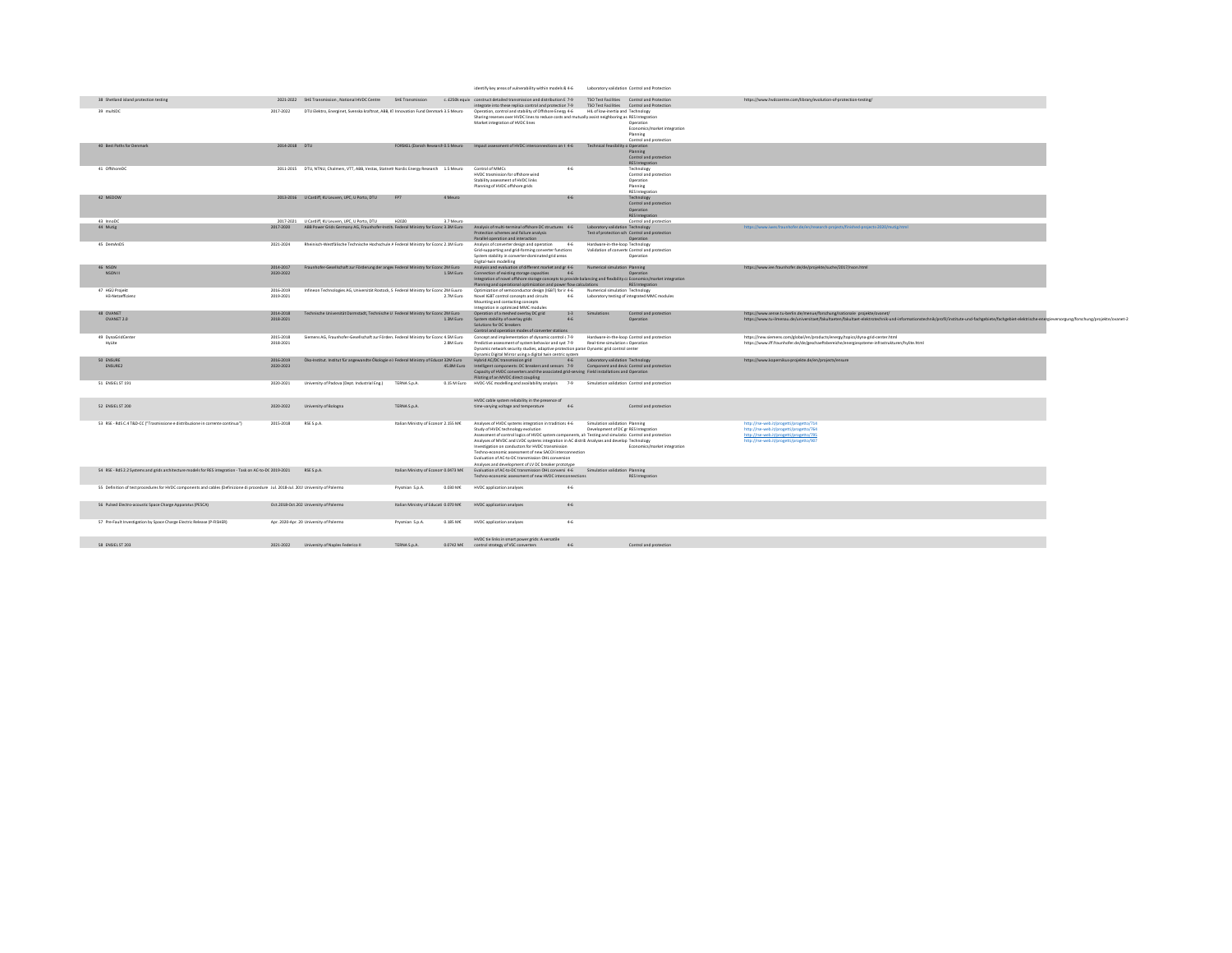| | | | | | | | | | |
|---|---|---|---|---|---|---|---|---|---|
| | | | | | identify key areas of vulnerability within models & | 4-6 | Laboratory validation | Control and Protection | |
| 38 Shetland island protection testing | 2021-2022 | SHE Transmission , National HVDC Centre | SHE Transmission | c. £250k equiv | construct detailed transmission and distribution E<br>integrate into these replica control and protection | 7-9<br>7-9 | TSO Test Facilities<br>TSO Test Facilities | Control and Protection<br>Control and Protection | https://www.hvdccentre.com/library/evolution-of-protection-testing/ |
| 39 multiDC | 2017-2022 | DTU Elektro, Energinet, Svenska kraftnat, ABB, KT | Innovation Fund Denmark | 3.5 Meuro | Operation, control and stability of Offshore Energy<br>Sharing reserves over HVDC lines to reduce costs and mutually assist neighboring ar<br>Market integration of HVDC lines | 4-6 | HIL of low-inertia and | Technology<br>RES integration<br>Operation<br>Economics/market integration<br>Planning<br>Control and protection | |
| 40 Best Paths for Denmark | 2014-2018 | DTU | FORSKEL (Danish Research | 0.5 Meuro | Impact assessment of HVDC interconnections on t | 4-6 | Technical Feasibility a | Operation<br>Planning<br>Control and protection<br>RES integration | |
| 41 OffshoreDC | 2011-2015 | DTU, NTNU, Chalmers, VTT, ABB, Vestas, Statnett | Nordic Energy Research | 1.5 Meuro | Control of MMCs<br>HVDC transmission for offshore wind<br>Stability assessment of HVDC links<br>Planning of HVDC offshore grids | 4-6 | | Technology<br>Control and protection<br>Operation<br>Planning<br>RES integration | |
| 42 MEDOW | 2013-2016 | U Cardiff, KU Leuven, UPC, U Porto, DTU | FP7 | 4 Meuro | | 4-6 | | Technology<br>Control and protection<br>Operation<br>RES integration | |
| 43 InnoDC | 2017-2021 | U Cardiff, KU Leuven, UPC, U Porto, DTU | H2020 | 3.7 Meuro | | | | Control and protection | |
| 44 Multg | 2017-2020 | ABB Power Grids Germany AG, Fraunhofer-Institu | Federal Ministry for Econo | 3.8M Euro | Analysis of multi-terminal offshore DC structures<br>Protection schemes and failure analysis<br>Parallel operation and interaction | 4-6 | Laboratory validation<br>Test of protection sch | Technology<br>Control and protection<br>Operation | https://www.iwes.fraunhofer.de/en/research-projects/finished-projects-2020/multg.html |
| 45 DemAnDS | 2021-2024 | Rheinisch-Westfälische Technische Hochschule A | Federal Ministry for Econo | 2.8M Euro | Analysis of converter design and operation<br>Grid-supporting and grid-forming converter functions<br>System stability in converter-dominated grid areas<br>Digital-twin modelling | 4-6 | Hardware-in-the-loop<br>Validation of convert | Technology<br>Control and protection<br>Operation | |
| 46 NSON<br>NSON II | 2014-2017<br>2020-2022 | Fraunhofer-Gesellschaft zur Förderung der anges | Federal Ministry for Econo | 2M Euro<br>1.5M Euro | Analysis and evaluation of different market and gr<br>Connection of existing storage capacities<br>Integration of novel offshore storage concepts to provide balancing and flexibility c<br>Planning and operational optimization and power flow calculations | 4-6<br>4-6 | Numerical simulation | Planning<br>Operation<br>Economics/market integration<br>RES integration | https://www.iee.fraunhofer.de/de/projekte/suche/2017/nson.html |
| 47 HGÜ Projekt<br>HS-Netzeffizienz | 2016-2019<br>2019-2021 | Infineon Technologies AG, Universität Rostock, S | Federal Ministry for Econo | 2M Euro<br>2.7M Euro | Optimization of semiconductor design (IGBT) for i<br>Novel IGBT control concepts and circuits<br>Mounting and contacting concepts<br>Integration in optimized MMC modules | 4-6<br>4-6 | Numerical simulation<br>Laboratory testing of integrated MMC modules | Technology | |
| 48 OVANET<br>OVANET 2.0 | 2014-2018<br>2018-2021 | Technische Universität Darmstadt, Technische U | Federal Ministry for Econo | 2M Euro<br>1.3M Euro | Operation of a meshed overlay DC grid<br>System stability of overlay grids<br>Solutions for DC breakers<br>Control and operation modes of converter stations | 1-3<br>4-6 | Simulations | Control and protection<br>Operation | https://www.sense.tu-berlin.de/menue/forschung/nationale_projekte/ovanet/<br>https://www.tu-ilmenau.de/universitaet/fakultaeten/fakultaet-elektrotechnik-und-informationstechnik/profil/institute-und-fachgebiete/fachgebiet-elektrische-energieversorgung/forschung/projekte/ovanet-2 |
| 49 DynaGridCenter<br>HyLite | 2015-2018<br>2018-2021 | Siemens AG, Fraunhofer-Gesellschaft zur Förderu | Federal Ministry for Econo | 4.9M Euro<br>2.8M Euro | Concept and implementation of dynamic control c<br>Predictive assessment of system behavior and syst<br>Dynamic network security studies, adaptive protection param<br>Dynamic Digital Mirror using a digital twin centric system | 7-9<br>7-9 | Hardware-in-the-loop<br>Real-time simulation i<br>Dynamic grid control center | Control and protection<br>Operation | https://new.siemens.com/global/en/products/energy/topics/dyna-grid-center.html<br>https://www.iff.fraunhofer.de/de/geschaeftsbereiche/energiesysteme-infrastrukturen/hylite.html |
| 50 ENSURE<br>ENSURE2 | 2016-2019<br>2020-2023 | Öko-Institut. Institut für angewandte Ökologie e | Federal Ministry of Educat | 32M Euro<br>45.8M Euro | Hybrid AC/DC transmission grid<br>Intelligent components: DC breakers and sensors<br>Capacity of HVDC converters and the associated grid-serving<br>Piloting of an MVDC direct coupling | 4-6<br>7-9 | Laboratory validation<br>Component and devic<br>Field installations and | Technology<br>Control and protection<br>Operation | https://www.kopernikus-projekte.de/en/projects/ensure |
| 51 ENSIEL ST 191 | 2020-2021 | University of Padova (Dept. Industrial Eng.) | TERNA S.p.A. | 0.15 M Euro | HVDC-VSC modelling and availability analysis | 7-9 | Simulation validation | Control and protection | |
| 52 ENSIEL ST 200 | 2020-2022 | University of Bologna | TERNA S.p.A. | | HVDC cable system reliability in the presence of time-varying voltage and temperature | 4-6 | | Control and protection | |
| 53 RSE - RdS C.4 T&D-CC ("Trasmissione e distribuzione in corrente continua") | 2015-2018 | RSE S.p.A. | Italian Ministry of Econom | 2.155 M€ | Analyses of HVDC systems integration in traditiona<br>Study of HVDC technology evolution<br>Assessment of control logics of HVDC system components, alo<br>Analyses of MVDC and LVDC systems integration in AC distrib<br>Investigation on conductors for HVDC transmission<br>Techno-economic assessment of new SACOI interconnection<br>Evaluation of AC-to-DC transmission OHL conversion<br>Analyses and development of LV DC breaker prototype | 4-6 | Simulation validation<br>Development of DC gr<br>Testing and simulatio<br>Analyses and develop | Planning<br>RES integration<br>Control and protection<br>Technology<br>Economics/market integration | http://rse-web.it/progetti/progetto/714<br>http://rse-web.it/progetti/progetto/764<br>http://rse-web.it/progetti/progetto/795<br>http://rse-web.it/progetti/progetto/887 |
| 54 RSE - RdS 2.2 Systems and grids architecture models for RES integration - Task on AC-to-DC | 2019-2021 | RSE S.p.A. | Italian Ministry of Econom | 0.0473 M€ | Evaluation of AC-to-DC transmission OHL conversi<br>Techno-economic assessment of new HVDC interconnections | 4-6 | Simulation validation | Planning<br>RES integration | |
| 55 Definition of test procedures for HVDC components and cables (Definizione di procedure | Jul. 2018-Jul. 2019 | University of Palermo | Prysmian S.p.A. | 0.030 M€ | HVDC application analyses | 4-6 | | | |
| 56 Pulsed Electro-acoustic Space Charge Apparatus (PESCA) | Oct.2018-Oct.2020 | University of Palermo | Italian Ministry of Educati | 0.070 M€ | HVDC application analyses | 4-6 | | | |
| 57 Pre-Fault Investigation by Space Charge Electric Release (P-FISHER) | Apr. 2020-Apr. 2021 | University of Palermo | Prysmian S.p.A. | 0.185 M€ | HVDC application analyses | 4-6 | | | |
| 58 ENSIEL ST 203 | 2021-2022 | University of Naples Federico II | TERNA S.p.A. | 0.0742 M€ | HVDC tie links in smart power grids: A versatile control strategy of VSC converters | 4-6 | | Control and protection | |